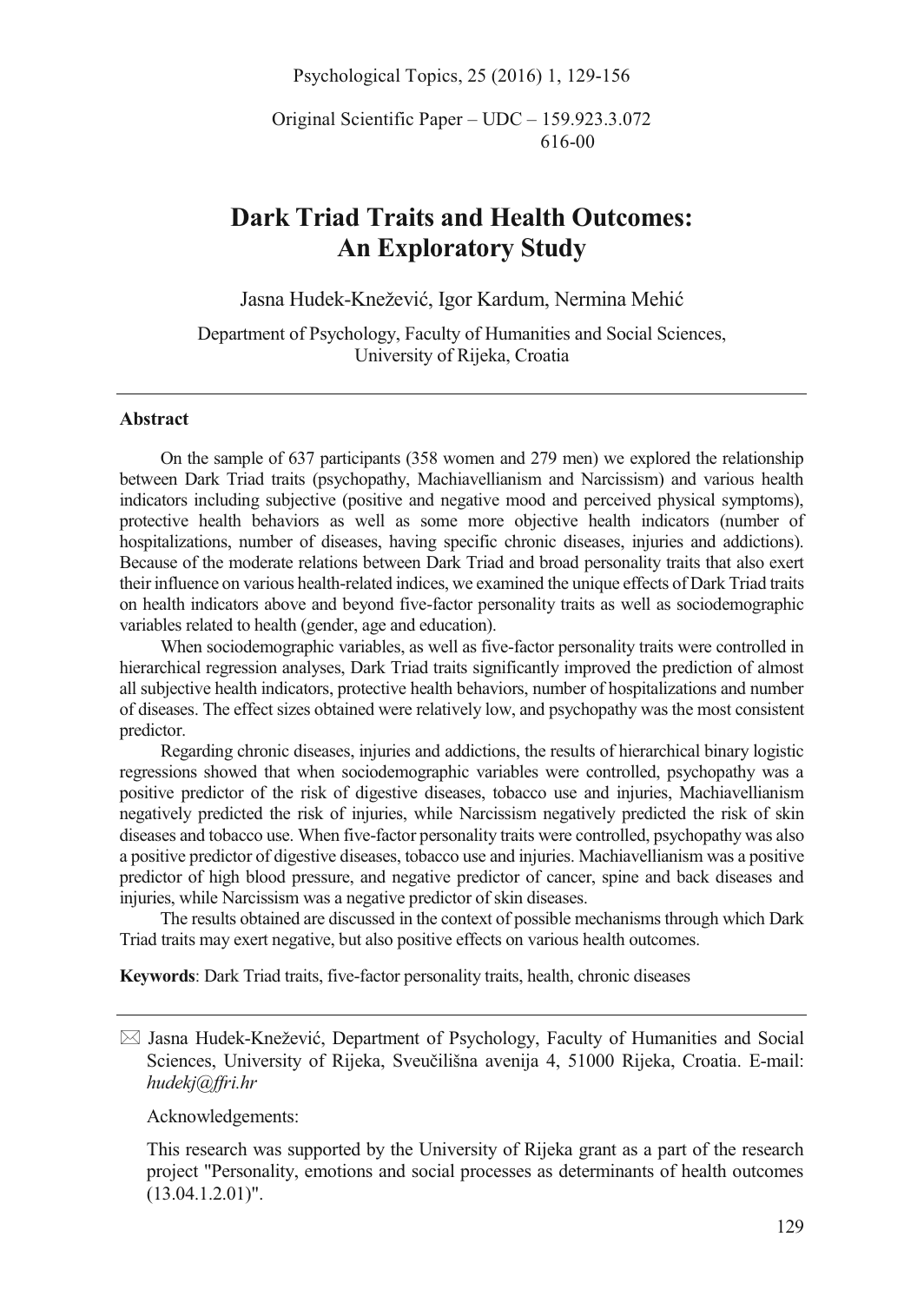Original Scientific Paper – UDC – 159.923.3.072
616-00

# Dark Triad Traits and Health Outcomes: An Exploratory Study

Jasna Hudek-Knežević, Igor Kardum, Nermina Mehić

Department of Psychology, Faculty of Humanities and Social Sciences, University of Rijeka, Croatia

## Abstract

On the sample of 637 participants (358 women and 279 men) we explored the relationship between Dark Triad traits (psychopathy, Machiavellianism and Narcissism) and various health indicators including subjective (positive and negative mood and perceived physical symptoms), protective health behaviors as well as some more objective health indicators (number of hospitalizations, number of diseases, having specific chronic diseases, injuries and addictions). Because of the moderate relations between Dark Triad and broad personality traits that also exert their influence on various health-related indices, we examined the unique effects of Dark Triad traits on health indicators above and beyond five-factor personality traits as well as sociodemographic variables related to health (gender, age and education).

When sociodemographic variables, as well as five-factor personality traits were controlled in hierarchical regression analyses, Dark Triad traits significantly improved the prediction of almost all subjective health indicators, protective health behaviors, number of hospitalizations and number of diseases. The effect sizes obtained were relatively low, and psychopathy was the most consistent predictor.

Regarding chronic diseases, injuries and addictions, the results of hierarchical binary logistic regressions showed that when sociodemographic variables were controlled, psychopathy was a positive predictor of the risk of digestive diseases, tobacco use and injuries, Machiavellianism negatively predicted the risk of injuries, while Narcissism negatively predicted the risk of skin diseases and tobacco use. When five-factor personality traits were controlled, psychopathy was also a positive predictor of digestive diseases, tobacco use and injuries. Machiavellianism was a positive predictor of high blood pressure, and negative predictor of cancer, spine and back diseases and injuries, while Narcissism was a negative predictor of skin diseases.

The results obtained are discussed in the context of possible mechanisms through which Dark Triad traits may exert negative, but also positive effects on various health outcomes.

**Keywords**: Dark Triad traits, five-factor personality traits, health, chronic diseases

---

✉ Jasna Hudek-Knežević, Department of Psychology, Faculty of Humanities and Social Sciences, University of Rijeka, Sveučilišna avenija 4, 51000 Rijeka, Croatia. E-mail: *hudekj@ffri.hr*

Acknowledgements:

This research was supported by the University of Rijeka grant as a part of the research project "Personality, emotions and social processes as determinants of health outcomes (13.04.1.2.01)".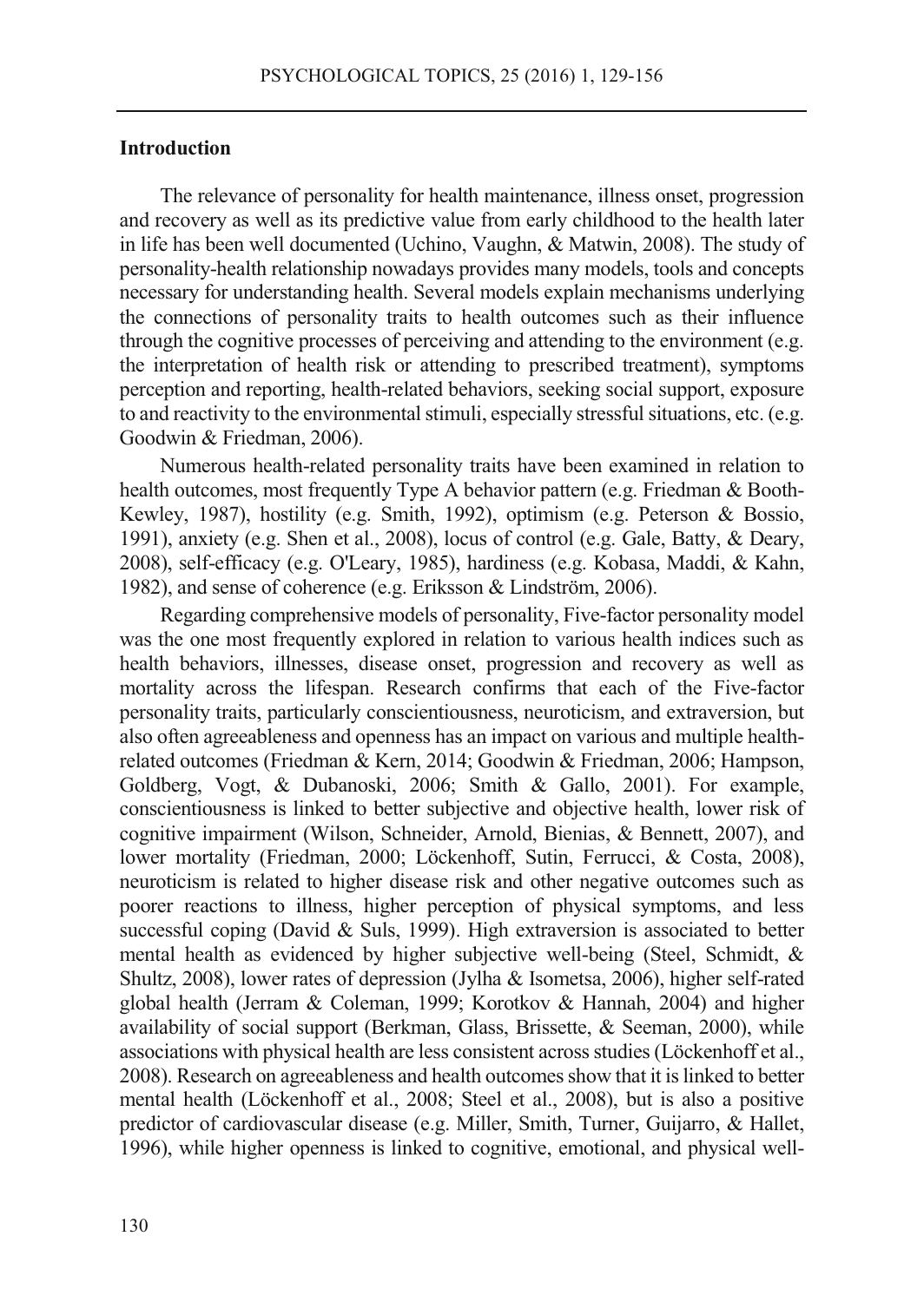## Introduction

The relevance of personality for health maintenance, illness onset, progression and recovery as well as its predictive value from early childhood to the health later in life has been well documented (Uchino, Vaughn, & Matwin, 2008). The study of personality-health relationship nowadays provides many models, tools and concepts necessary for understanding health. Several models explain mechanisms underlying the connections of personality traits to health outcomes such as their influence through the cognitive processes of perceiving and attending to the environment (e.g. the interpretation of health risk or attending to prescribed treatment), symptoms perception and reporting, health-related behaviors, seeking social support, exposure to and reactivity to the environmental stimuli, especially stressful situations, etc. (e.g. Goodwin & Friedman, 2006).

Numerous health-related personality traits have been examined in relation to health outcomes, most frequently Type A behavior pattern (e.g. Friedman & Booth-Kewley, 1987), hostility (e.g. Smith, 1992), optimism (e.g. Peterson & Bossio, 1991), anxiety (e.g. Shen et al., 2008), locus of control (e.g. Gale, Batty, & Deary, 2008), self-efficacy (e.g. O'Leary, 1985), hardiness (e.g. Kobasa, Maddi, & Kahn, 1982), and sense of coherence (e.g. Eriksson & Lindström, 2006).

Regarding comprehensive models of personality, Five-factor personality model was the one most frequently explored in relation to various health indices such as health behaviors, illnesses, disease onset, progression and recovery as well as mortality across the lifespan. Research confirms that each of the Five-factor personality traits, particularly conscientiousness, neuroticism, and extraversion, but also often agreeableness and openness has an impact on various and multiple health-related outcomes (Friedman & Kern, 2014; Goodwin & Friedman, 2006; Hampson, Goldberg, Vogt, & Dubanoski, 2006; Smith & Gallo, 2001). For example, conscientiousness is linked to better subjective and objective health, lower risk of cognitive impairment (Wilson, Schneider, Arnold, Bienias, & Bennett, 2007), and lower mortality (Friedman, 2000; Löckenhoff, Sutin, Ferrucci, & Costa, 2008), neuroticism is related to higher disease risk and other negative outcomes such as poorer reactions to illness, higher perception of physical symptoms, and less successful coping (David & Suls, 1999). High extraversion is associated to better mental health as evidenced by higher subjective well-being (Steel, Schmidt, & Shultz, 2008), lower rates of depression (Jylha & Isometsa, 2006), higher self-rated global health (Jerram & Coleman, 1999; Korotkov & Hannah, 2004) and higher availability of social support (Berkman, Glass, Brissette, & Seeman, 2000), while associations with physical health are less consistent across studies (Löckenhoff et al., 2008). Research on agreeableness and health outcomes show that it is linked to better mental health (Löckenhoff et al., 2008; Steel et al., 2008), but is also a positive predictor of cardiovascular disease (e.g. Miller, Smith, Turner, Guijarro, & Hallet, 1996), while higher openness is linked to cognitive, emotional, and physical well-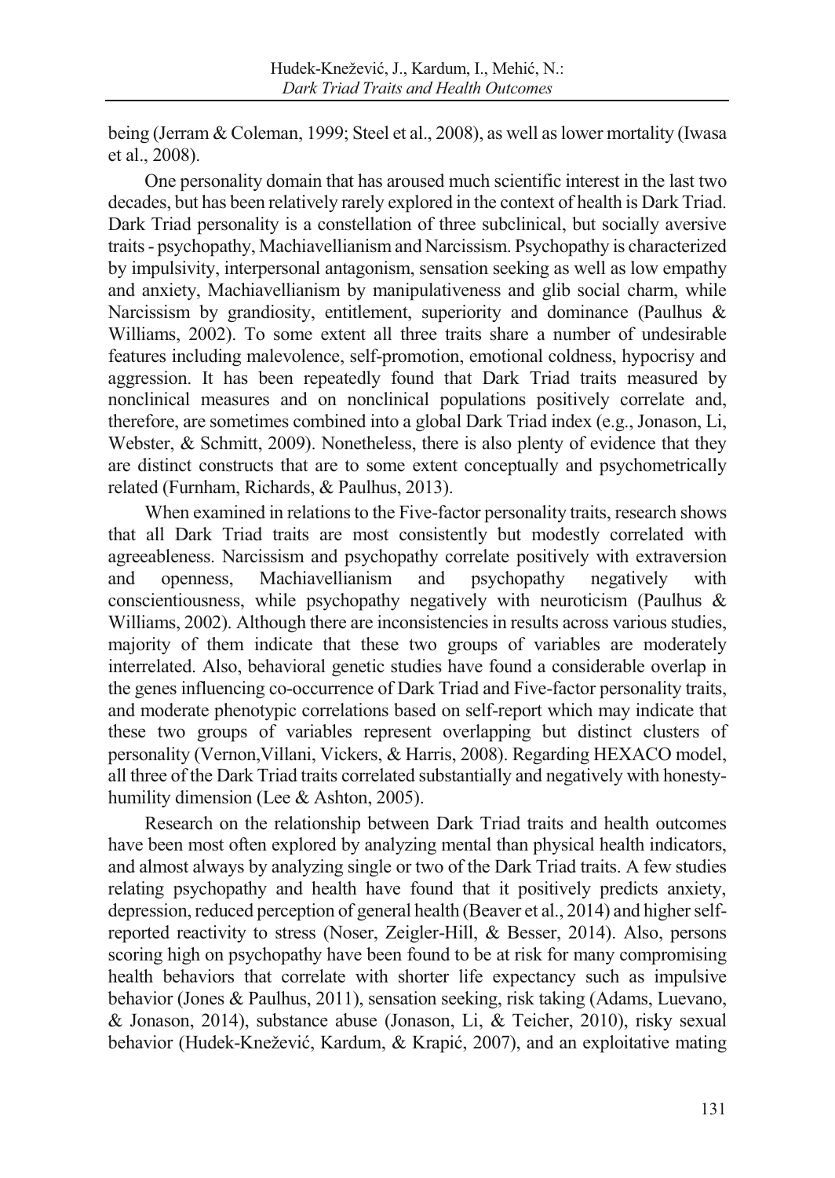being (Jerram & Coleman, 1999; Steel et al., 2008), as well as lower mortality (Iwasa et al., 2008).

One personality domain that has aroused much scientific interest in the last two decades, but has been relatively rarely explored in the context of health is Dark Triad. Dark Triad personality is a constellation of three subclinical, but socially aversive traits - psychopathy, Machiavellianism and Narcissism. Psychopathy is characterized by impulsivity, interpersonal antagonism, sensation seeking as well as low empathy and anxiety, Machiavellianism by manipulativeness and glib social charm, while Narcissism by grandiosity, entitlement, superiority and dominance (Paulhus & Williams, 2002). To some extent all three traits share a number of undesirable features including malevolence, self-promotion, emotional coldness, hypocrisy and aggression. It has been repeatedly found that Dark Triad traits measured by nonclinical measures and on nonclinical populations positively correlate and, therefore, are sometimes combined into a global Dark Triad index (e.g., Jonason, Li, Webster, & Schmitt, 2009). Nonetheless, there is also plenty of evidence that they are distinct constructs that are to some extent conceptually and psychometrically related (Furnham, Richards, & Paulhus, 2013).

When examined in relations to the Five-factor personality traits, research shows that all Dark Triad traits are most consistently but modestly correlated with agreeableness. Narcissism and psychopathy correlate positively with extraversion and openness, Machiavellianism and psychopathy negatively with conscientiousness, while psychopathy negatively with neuroticism (Paulhus & Williams, 2002). Although there are inconsistencies in results across various studies, majority of them indicate that these two groups of variables are moderately interrelated. Also, behavioral genetic studies have found a considerable overlap in the genes influencing co-occurrence of Dark Triad and Five-factor personality traits, and moderate phenotypic correlations based on self-report which may indicate that these two groups of variables represent overlapping but distinct clusters of personality (Vernon,Villani, Vickers, & Harris, 2008). Regarding HEXACO model, all three of the Dark Triad traits correlated substantially and negatively with honesty-humility dimension (Lee & Ashton, 2005).

Research on the relationship between Dark Triad traits and health outcomes have been most often explored by analyzing mental than physical health indicators, and almost always by analyzing single or two of the Dark Triad traits. A few studies relating psychopathy and health have found that it positively predicts anxiety, depression, reduced perception of general health (Beaver et al., 2014) and higher self-reported reactivity to stress (Noser, Zeigler-Hill, & Besser, 2014). Also, persons scoring high on psychopathy have been found to be at risk for many compromising health behaviors that correlate with shorter life expectancy such as impulsive behavior (Jones & Paulhus, 2011), sensation seeking, risk taking (Adams, Luevano, & Jonason, 2014), substance abuse (Jonason, Li, & Teicher, 2010), risky sexual behavior (Hudek-Knežević, Kardum, & Krapić, 2007), and an exploitative mating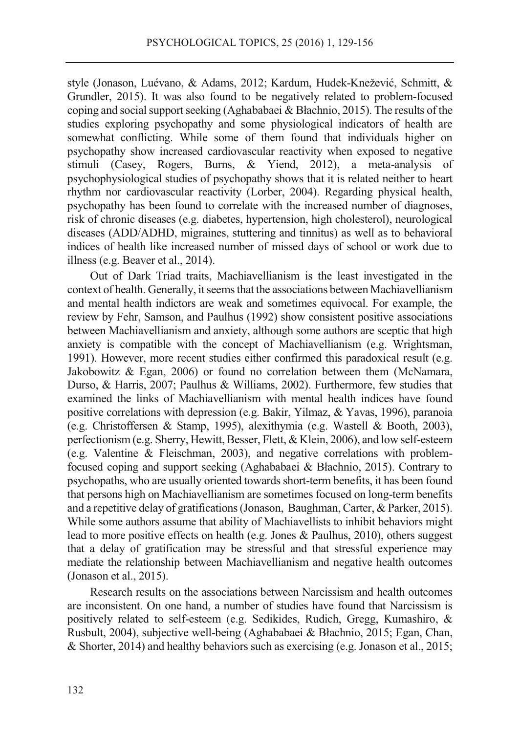style (Jonason, Luévano, & Adams, 2012; Kardum, Hudek-Knežević, Schmitt, & Grundler, 2015). It was also found to be negatively related to problem-focused coping and social support seeking (Aghababaei & Błachnio, 2015). The results of the studies exploring psychopathy and some physiological indicators of health are somewhat conflicting. While some of them found that individuals higher on psychopathy show increased cardiovascular reactivity when exposed to negative stimuli (Casey, Rogers, Burns, & Yiend, 2012), a meta-analysis of psychophysiological studies of psychopathy shows that it is related neither to heart rhythm nor cardiovascular reactivity (Lorber, 2004). Regarding physical health, psychopathy has been found to correlate with the increased number of diagnoses, risk of chronic diseases (e.g. diabetes, hypertension, high cholesterol), neurological diseases (ADD/ADHD, migraines, stuttering and tinnitus) as well as to behavioral indices of health like increased number of missed days of school or work due to illness (e.g. Beaver et al., 2014).

Out of Dark Triad traits, Machiavellianism is the least investigated in the context of health. Generally, it seems that the associations between Machiavellianism and mental health indictors are weak and sometimes equivocal. For example, the review by Fehr, Samson, and Paulhus (1992) show consistent positive associations between Machiavellianism and anxiety, although some authors are sceptic that high anxiety is compatible with the concept of Machiavellianism (e.g. Wrightsman, 1991). However, more recent studies either confirmed this paradoxical result (e.g. Jakobowitz & Egan, 2006) or found no correlation between them (McNamara, Durso, & Harris, 2007; Paulhus & Williams, 2002). Furthermore, few studies that examined the links of Machiavellianism with mental health indices have found positive correlations with depression (e.g. Bakir, Yilmaz, & Yavas, 1996), paranoia (e.g. Christoffersen & Stamp, 1995), alexithymia (e.g. Wastell & Booth, 2003), perfectionism (e.g. Sherry, Hewitt, Besser, Flett, & Klein, 2006), and low self-esteem (e.g. Valentine & Fleischman, 2003), and negative correlations with problem-focused coping and support seeking (Aghababaei & Błachnio, 2015). Contrary to psychopaths, who are usually oriented towards short-term benefits, it has been found that persons high on Machiavellianism are sometimes focused on long-term benefits and a repetitive delay of gratifications (Jonason, Baughman, Carter, & Parker, 2015). While some authors assume that ability of Machiavellists to inhibit behaviors might lead to more positive effects on health (e.g. Jones & Paulhus, 2010), others suggest that a delay of gratification may be stressful and that stressful experience may mediate the relationship between Machiavellianism and negative health outcomes (Jonason et al., 2015).

Research results on the associations between Narcissism and health outcomes are inconsistent. On one hand, a number of studies have found that Narcissism is positively related to self-esteem (e.g. Sedikides, Rudich, Gregg, Kumashiro, & Rusbult, 2004), subjective well-being (Aghababaei & Błachnio, 2015; Egan, Chan, & Shorter, 2014) and healthy behaviors such as exercising (e.g. Jonason et al., 2015;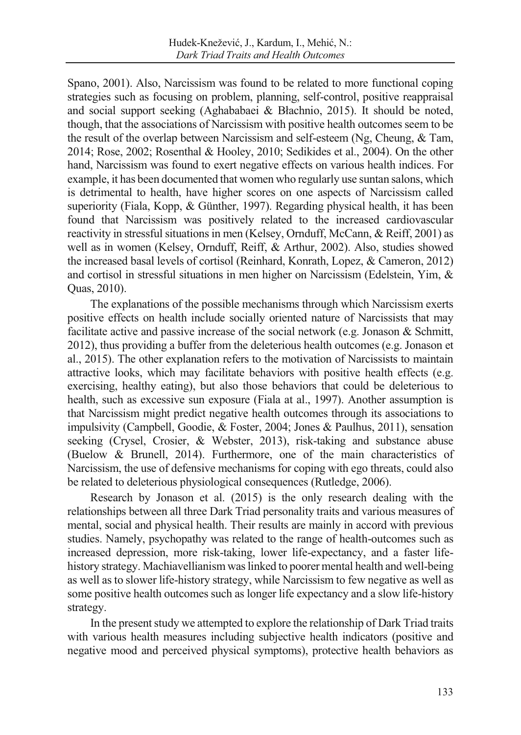Spano, 2001). Also, Narcissism was found to be related to more functional coping strategies such as focusing on problem, planning, self-control, positive reappraisal and social support seeking (Aghababaei & Błachnio, 2015). It should be noted, though, that the associations of Narcissism with positive health outcomes seem to be the result of the overlap between Narcissism and self-esteem (Ng, Cheung, & Tam, 2014; Rose, 2002; Rosenthal & Hooley, 2010; Sedikides et al., 2004). On the other hand, Narcissism was found to exert negative effects on various health indices. For example, it has been documented that women who regularly use suntan salons, which is detrimental to health, have higher scores on one aspects of Narcissism called superiority (Fiala, Kopp, & Günther, 1997). Regarding physical health, it has been found that Narcissism was positively related to the increased cardiovascular reactivity in stressful situations in men (Kelsey, Ornduff, McCann, & Reiff, 2001) as well as in women (Kelsey, Ornduff, Reiff, & Arthur, 2002). Also, studies showed the increased basal levels of cortisol (Reinhard, Konrath, Lopez, & Cameron, 2012) and cortisol in stressful situations in men higher on Narcissism (Edelstein, Yim, & Quas, 2010).

The explanations of the possible mechanisms through which Narcissism exerts positive effects on health include socially oriented nature of Narcissists that may facilitate active and passive increase of the social network (e.g. Jonason & Schmitt, 2012), thus providing a buffer from the deleterious health outcomes (e.g. Jonason et al., 2015). The other explanation refers to the motivation of Narcissists to maintain attractive looks, which may facilitate behaviors with positive health effects (e.g. exercising, healthy eating), but also those behaviors that could be deleterious to health, such as excessive sun exposure (Fiala at al., 1997). Another assumption is that Narcissism might predict negative health outcomes through its associations to impulsivity (Campbell, Goodie, & Foster, 2004; Jones & Paulhus, 2011), sensation seeking (Crysel, Crosier, & Webster, 2013), risk-taking and substance abuse (Buelow & Brunell, 2014). Furthermore, one of the main characteristics of Narcissism, the use of defensive mechanisms for coping with ego threats, could also be related to deleterious physiological consequences (Rutledge, 2006).

Research by Jonason et al. (2015) is the only research dealing with the relationships between all three Dark Triad personality traits and various measures of mental, social and physical health. Their results are mainly in accord with previous studies. Namely, psychopathy was related to the range of health-outcomes such as increased depression, more risk-taking, lower life-expectancy, and a faster life-history strategy. Machiavellianism was linked to poorer mental health and well-being as well as to slower life-history strategy, while Narcissism to few negative as well as some positive health outcomes such as longer life expectancy and a slow life-history strategy.

In the present study we attempted to explore the relationship of Dark Triad traits with various health measures including subjective health indicators (positive and negative mood and perceived physical symptoms), protective health behaviors as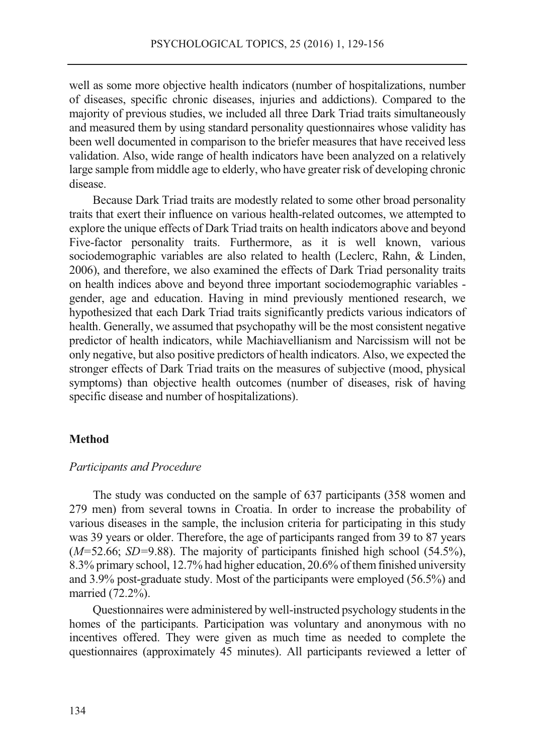well as some more objective health indicators (number of hospitalizations, number of diseases, specific chronic diseases, injuries and addictions). Compared to the majority of previous studies, we included all three Dark Triad traits simultaneously and measured them by using standard personality questionnaires whose validity has been well documented in comparison to the briefer measures that have received less validation. Also, wide range of health indicators have been analyzed on a relatively large sample from middle age to elderly, who have greater risk of developing chronic disease.

Because Dark Triad traits are modestly related to some other broad personality traits that exert their influence on various health-related outcomes, we attempted to explore the unique effects of Dark Triad traits on health indicators above and beyond Five-factor personality traits. Furthermore, as it is well known, various sociodemographic variables are also related to health (Leclerc, Rahn, & Linden, 2006), and therefore, we also examined the effects of Dark Triad personality traits on health indices above and beyond three important sociodemographic variables - gender, age and education. Having in mind previously mentioned research, we hypothesized that each Dark Triad traits significantly predicts various indicators of health. Generally, we assumed that psychopathy will be the most consistent negative predictor of health indicators, while Machiavellianism and Narcissism will not be only negative, but also positive predictors of health indicators. Also, we expected the stronger effects of Dark Triad traits on the measures of subjective (mood, physical symptoms) than objective health outcomes (number of diseases, risk of having specific disease and number of hospitalizations).

## Method

### *Participants and Procedure*

The study was conducted on the sample of 637 participants (358 women and 279 men) from several towns in Croatia. In order to increase the probability of various diseases in the sample, the inclusion criteria for participating in this study was 39 years or older. Therefore, the age of participants ranged from 39 to 87 years ($M$=52.66; $SD$=9.88). The majority of participants finished high school (54.5%), 8.3% primary school, 12.7% had higher education, 20.6% of them finished university and 3.9% post-graduate study. Most of the participants were employed (56.5%) and married (72.2%).

Questionnaires were administered by well-instructed psychology students in the homes of the participants. Participation was voluntary and anonymous with no incentives offered. They were given as much time as needed to complete the questionnaires (approximately 45 minutes). All participants reviewed a letter of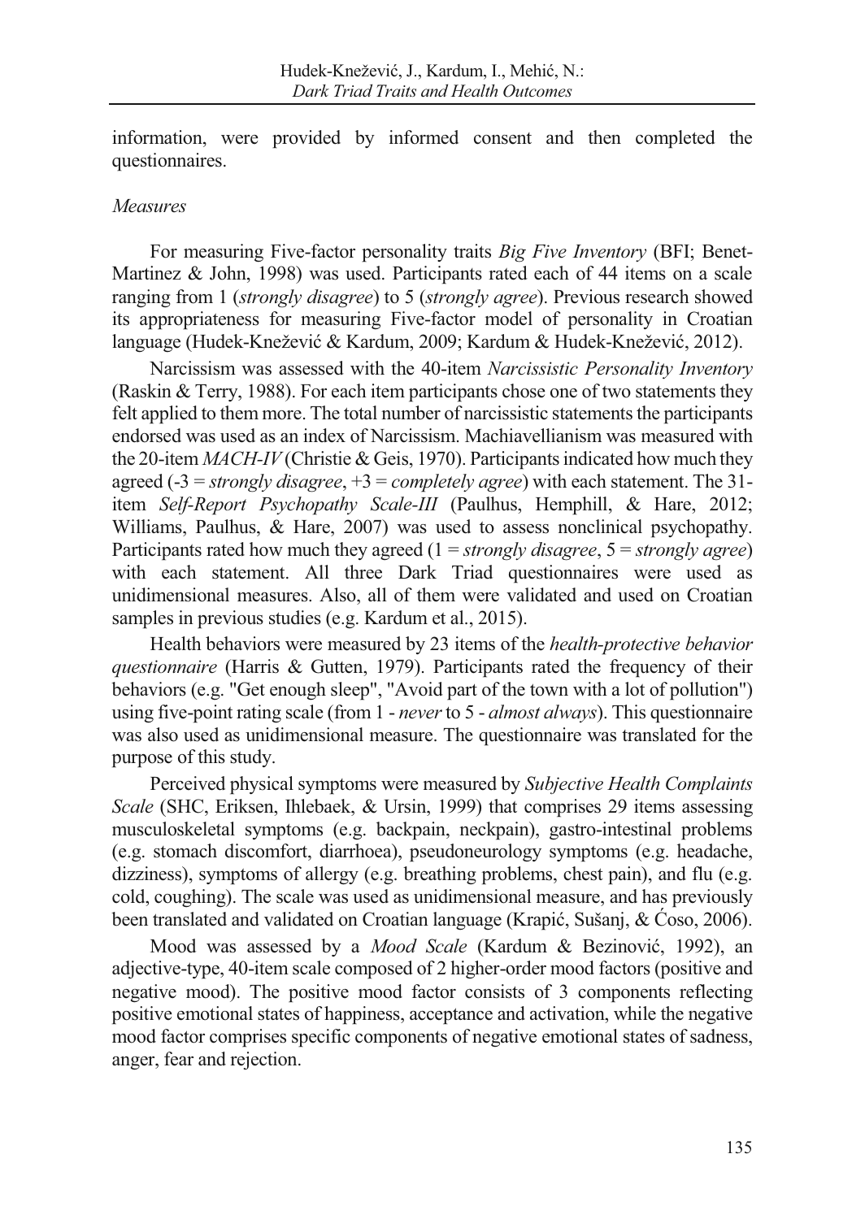information, were provided by informed consent and then completed the questionnaires.

*Measures*

For measuring Five-factor personality traits *Big Five Inventory* (BFI; Benet-Martinez & John, 1998) was used. Participants rated each of 44 items on a scale ranging from 1 (*strongly disagree*) to 5 (*strongly agree*). Previous research showed its appropriateness for measuring Five-factor model of personality in Croatian language (Hudek-Knežević & Kardum, 2009; Kardum & Hudek-Knežević, 2012).

Narcissism was assessed with the 40-item *Narcissistic Personality Inventory* (Raskin & Terry, 1988). For each item participants chose one of two statements they felt applied to them more. The total number of narcissistic statements the participants endorsed was used as an index of Narcissism. Machiavellianism was measured with the 20-item *MACH-IV* (Christie & Geis, 1970). Participants indicated how much they agreed (-3 = *strongly disagree*, +3 = *completely agree*) with each statement. The 31-item *Self-Report Psychopathy Scale-III* (Paulhus, Hemphill, & Hare, 2012; Williams, Paulhus, & Hare, 2007) was used to assess nonclinical psychopathy. Participants rated how much they agreed (1 = *strongly disagree*, 5 = *strongly agree*) with each statement. All three Dark Triad questionnaires were used as unidimensional measures. Also, all of them were validated and used on Croatian samples in previous studies (e.g. Kardum et al., 2015).

Health behaviors were measured by 23 items of the *health-protective behavior questionnaire* (Harris & Gutten, 1979). Participants rated the frequency of their behaviors (e.g. "Get enough sleep", "Avoid part of the town with a lot of pollution") using five-point rating scale (from 1 - *never* to 5 - *almost always*). This questionnaire was also used as unidimensional measure. The questionnaire was translated for the purpose of this study.

Perceived physical symptoms were measured by *Subjective Health Complaints Scale* (SHC, Eriksen, Ihlebaek, & Ursin, 1999) that comprises 29 items assessing musculoskeletal symptoms (e.g. backpain, neckpain), gastro-intestinal problems (e.g. stomach discomfort, diarrhoea), pseudoneurology symptoms (e.g. headache, dizziness), symptoms of allergy (e.g. breathing problems, chest pain), and flu (e.g. cold, coughing). The scale was used as unidimensional measure, and has previously been translated and validated on Croatian language (Krapić, Sušanj, & Ćoso, 2006).

Mood was assessed by a *Mood Scale* (Kardum & Bezinović, 1992), an adjective-type, 40-item scale composed of 2 higher-order mood factors (positive and negative mood). The positive mood factor consists of 3 components reflecting positive emotional states of happiness, acceptance and activation, while the negative mood factor comprises specific components of negative emotional states of sadness, anger, fear and rejection.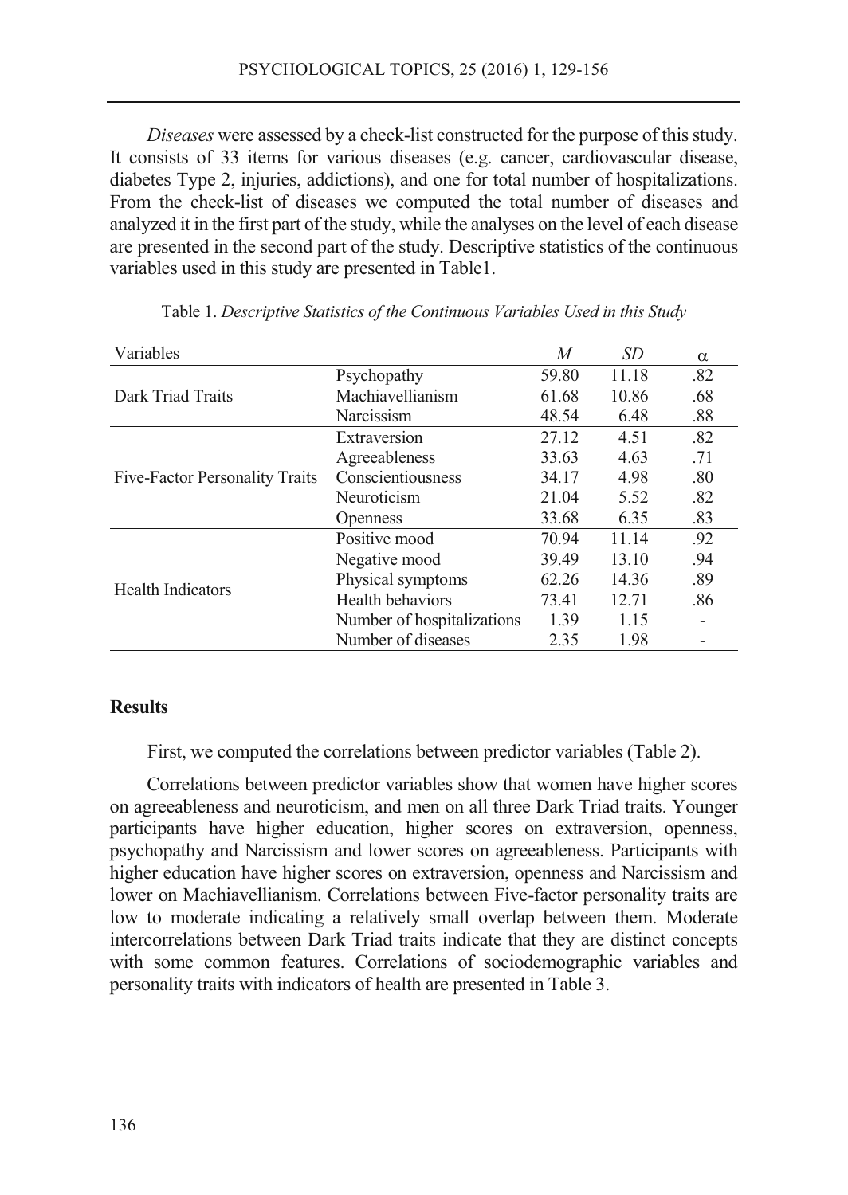*Diseases* were assessed by a check-list constructed for the purpose of this study. It consists of 33 items for various diseases (e.g. cancer, cardiovascular disease, diabetes Type 2, injuries, addictions), and one for total number of hospitalizations. From the check-list of diseases we computed the total number of diseases and analyzed it in the first part of the study, while the analyses on the level of each disease are presented in the second part of the study. Descriptive statistics of the continuous variables used in this study are presented in Table1.

Table 1. *Descriptive Statistics of the Continuous Variables Used in this Study*

| Variables | | *M* | *SD* | α |
|---|---|---|---|---|
| Dark Triad Traits | Psychopathy | 59.80 | 11.18 | .82 |
| | Machiavellianism | 61.68 | 10.86 | .68 |
| | Narcissism | 48.54 | 6.48 | .88 |
| Five-Factor Personality Traits | Extraversion | 27.12 | 4.51 | .82 |
| | Agreeableness | 33.63 | 4.63 | .71 |
| | Conscientiousness | 34.17 | 4.98 | .80 |
| | Neuroticism | 21.04 | 5.52 | .82 |
| | Openness | 33.68 | 6.35 | .83 |
| Health Indicators | Positive mood | 70.94 | 11.14 | .92 |
| | Negative mood | 39.49 | 13.10 | .94 |
| | Physical symptoms | 62.26 | 14.36 | .89 |
| | Health behaviors | 73.41 | 12.71 | .86 |
| | Number of hospitalizations | 1.39 | 1.15 | - |
| | Number of diseases | 2.35 | 1.98 | - |

## Results

First, we computed the correlations between predictor variables (Table 2).

Correlations between predictor variables show that women have higher scores on agreeableness and neuroticism, and men on all three Dark Triad traits. Younger participants have higher education, higher scores on extraversion, openness, psychopathy and Narcissism and lower scores on agreeableness. Participants with higher education have higher scores on extraversion, openness and Narcissism and lower on Machiavellianism. Correlations between Five-factor personality traits are low to moderate indicating a relatively small overlap between them. Moderate intercorrelations between Dark Triad traits indicate that they are distinct concepts with some common features. Correlations of sociodemographic variables and personality traits with indicators of health are presented in Table 3.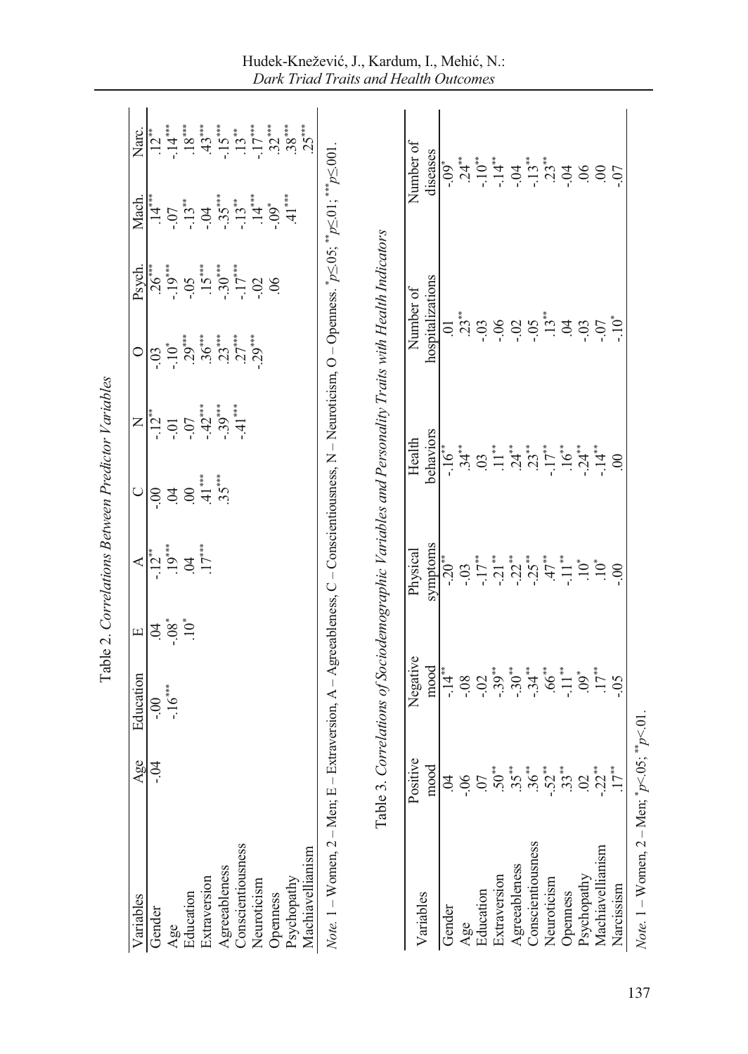Table 2. *Correlations Between Predictor Variables*

| Variables | Age | Education | E | A | C | N | O | Psych. | Mach. | Narc. |
|---|---|---|---|---|---|---|---|---|---|---|
| Gender | -.04 | .00 | .04 | -.12** | -.00 | -.12** | -.03 | .26*** | .14*** | .12** |
| Age | | -.16*** | -.08* | .19*** | .04 | -.01 | -.10* | -.19*** | -.07 | -.14*** |
| Education | | | .10* | .04 | .00 | -.07 | .29*** | -.05 | -.13** | .18*** |
| Extraversion | | | | .17*** | .41*** | -.42*** | .36*** | .15*** | -.04 | .43*** |
| Agreeableness | | | | | .35*** | -.39*** | .23*** | -.30*** | -.35*** | -.15*** |
| Conscientiousness | | | | | | -.41*** | .27*** | -.17*** | -.13** | .13** |
| Neuroticism | | | | | | | -.29*** | -.02 | .14*** | -.17*** |
| Openness | | | | | | | | .06 | -.09* | .32*** |
| Psychopathy | | | | | | | | | .41*** | .38*** |
| Machiavellianism | | | | | | | | | | .25*** |

*Note.* 1 – Women, 2 – Men; E – Extraversion, A – Agreeableness, C – Conscientiousness, N – Neuroticism, O – Openness. *p≤05; **p≤01; ***p≤001.

Table 3. *Correlations of Sociodemographic Variables and Personality Traits with Health Indicators*

| Variables | Positive mood | Negative mood | Physical symptoms | Health behaviors | Number of hospitalizations | Number of diseases |
|---|---|---|---|---|---|---|
| Gender | .04 | -.14** | -.20** | -.16** | .01 | -.09* |
| Age | -.06 | -.08 | -.03 | .34** | .23** | .24** |
| Education | .07 | -.02 | -.17** | .03 | -.03 | -.10** |
| Extraversion | .50** | -.39** | -.21** | .11** | -.06 | -.14** |
| Agreeableness | .35** | -.30** | -.22** | .24** | -.02 | -.04 |
| Conscientiousness | .36** | -.34** | -.25** | .23** | -.05 | -.13** |
| Neuroticism | -.52** | .66** | .47** | -.17** | .13** | .23** |
| Openness | .33** | -.11** | -.11** | .16** | .04 | -.04 |
| Psychopathy | .02 | .09* | .10* | -.24** | -.03 | .06 |
| Machiavellianism | -.22** | .17** | .10* | -.14** | -.07 | .00 |
| Narcissism | .17** | -.05 | -.00 | .00 | -.10* | -.07 |

*Note.* 1 – Women, 2 – Men; *p<.05; **p<.01.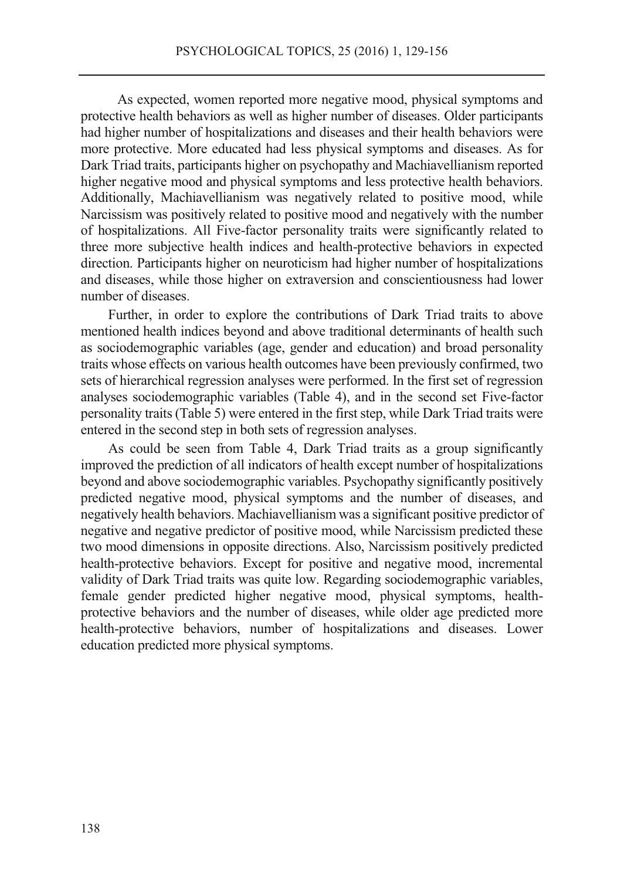As expected, women reported more negative mood, physical symptoms and protective health behaviors as well as higher number of diseases. Older participants had higher number of hospitalizations and diseases and their health behaviors were more protective. More educated had less physical symptoms and diseases. As for Dark Triad traits, participants higher on psychopathy and Machiavellianism reported higher negative mood and physical symptoms and less protective health behaviors. Additionally, Machiavellianism was negatively related to positive mood, while Narcissism was positively related to positive mood and negatively with the number of hospitalizations. All Five-factor personality traits were significantly related to three more subjective health indices and health-protective behaviors in expected direction. Participants higher on neuroticism had higher number of hospitalizations and diseases, while those higher on extraversion and conscientiousness had lower number of diseases.

Further, in order to explore the contributions of Dark Triad traits to above mentioned health indices beyond and above traditional determinants of health such as sociodemographic variables (age, gender and education) and broad personality traits whose effects on various health outcomes have been previously confirmed, two sets of hierarchical regression analyses were performed. In the first set of regression analyses sociodemographic variables (Table 4), and in the second set Five-factor personality traits (Table 5) were entered in the first step, while Dark Triad traits were entered in the second step in both sets of regression analyses.

As could be seen from Table 4, Dark Triad traits as a group significantly improved the prediction of all indicators of health except number of hospitalizations beyond and above sociodemographic variables. Psychopathy significantly positively predicted negative mood, physical symptoms and the number of diseases, and negatively health behaviors. Machiavellianism was a significant positive predictor of negative and negative predictor of positive mood, while Narcissism predicted these two mood dimensions in opposite directions. Also, Narcissism positively predicted health-protective behaviors. Except for positive and negative mood, incremental validity of Dark Triad traits was quite low. Regarding sociodemographic variables, female gender predicted higher negative mood, physical symptoms, health-protective behaviors and the number of diseases, while older age predicted more health-protective behaviors, number of hospitalizations and diseases. Lower education predicted more physical symptoms.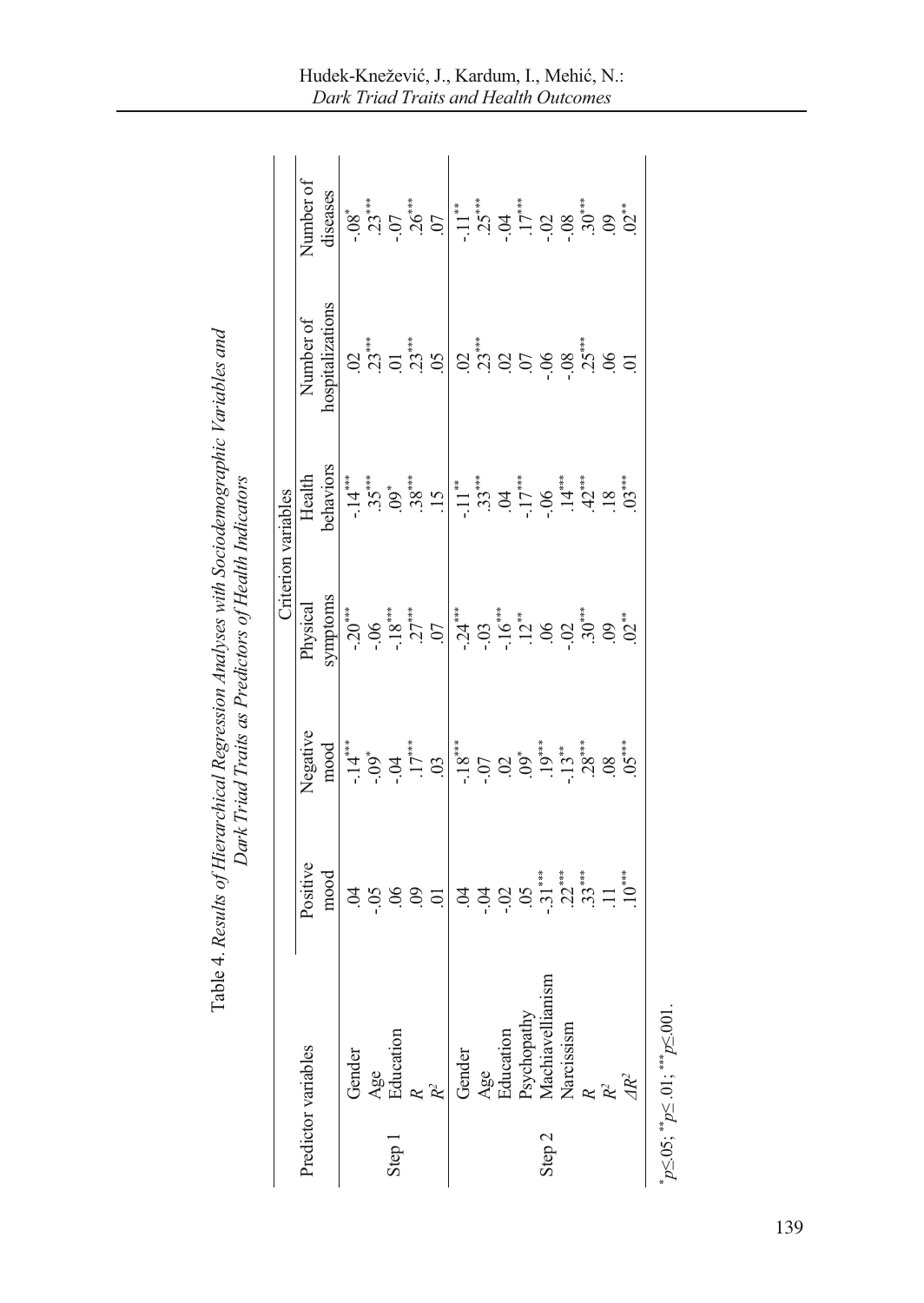Table 4. *Results of Hierarchical Regression Analyses with Sociodemographic Variables and Dark Triad Traits as Predictors of Health Indicators*

| Predictor variables | | Criterion variables | | | | | |
|---|---|---|---|---|---|---|---|
| | | Positive mood | Negative mood | Physical symptoms | Health behaviors | Number of hospitalizations | Number of diseases |
| Step 1 | Gender | .04 | -.14*** | -.20*** | -.14*** | .02 | -.08* |
| | Age | -.05 | -.09* | -.06 | .35*** | .23*** | .23*** |
| | Education | .06 | -.04 | -.18*** | .09* | .01 | -.07 |
| | $R$ | .09 | .17*** | .27*** | .38*** | .23*** | .26*** |
| | $R^2$ | .01 | .03 | .07 | .15 | .05 | .07 |
| Step 2 | Gender | .04 | -.18*** | -.24*** | -.11** | .02 | -.11** |
| | Age | -.04 | -.07 | -.03 | .33*** | .23*** | .25*** |
| | Education | -.02 | .02 | -.16*** | .04 | .02 | -.04 |
| | Psychopathy | .05 | .09* | .12** | -.17*** | .07 | .17*** |
| | Machiavellianism | -.31*** | .19*** | .06 | -.06 | -.06 | -.02 |
| | Narcissism | .22*** | -.13** | -.02 | .14*** | -.08 | -.08 |
| | $R$ | .33*** | .28*** | .30*** | .42*** | .25*** | .30*** |
| | $R^2$ | .11 | .08 | .09 | .18 | .06 | .09 |
| | $\Delta R^2$ | .10*** | .05*** | .02** | .03*** | .01 | .02** |

$^{*}p \leq .05$; $^{**}p \leq .01$; $^{***}p \leq .001$.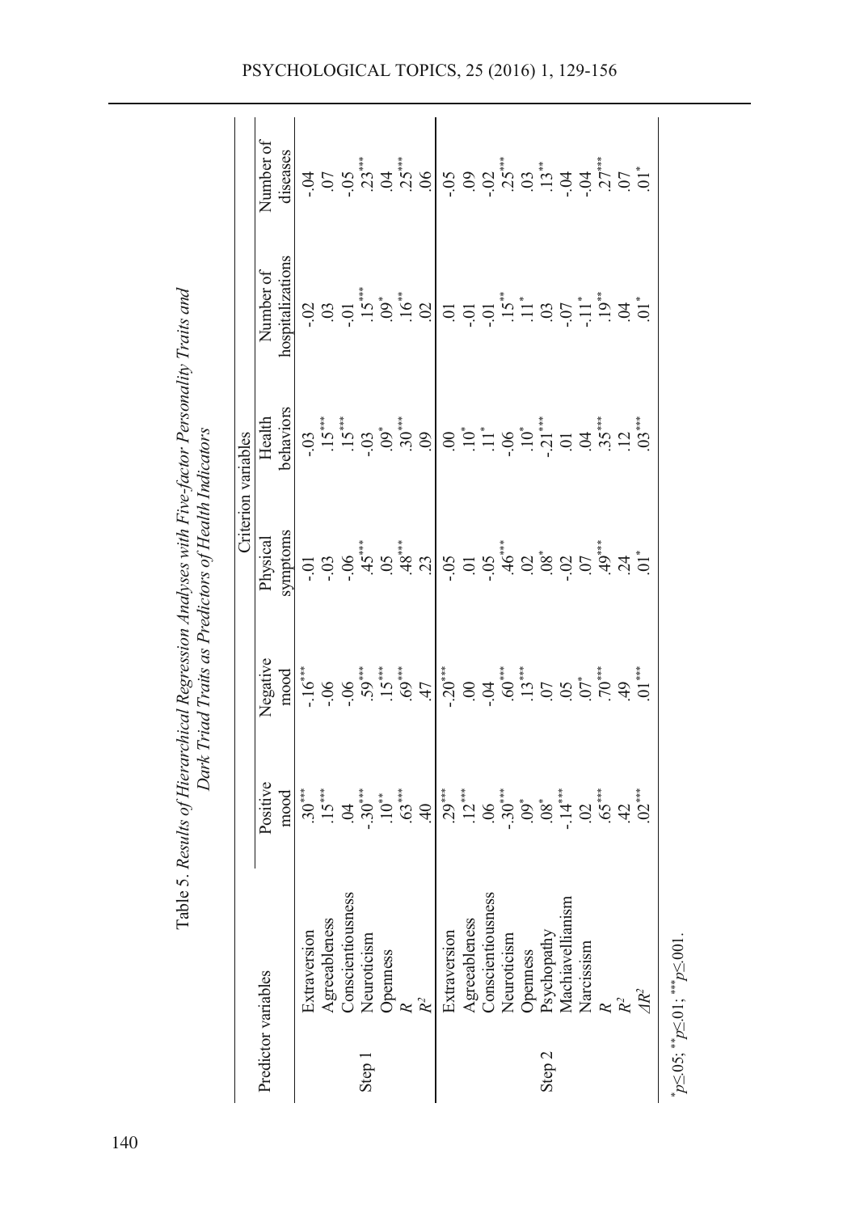Table 5. *Results of Hierarchical Regression Analyses with Five-factor Personality Traits and Dark Triad Traits as Predictors of Health Indicators*

| Predictor variables | | Criterion variables | | | | | |
|---|---|---|---|---|---|---|---|
| | | Positive mood | Negative mood | Physical symptoms | Health behaviors | Number of hospitalizations | Number of diseases |
| Step 1 | Extraversion | .30*** | -.16*** | -.01 | -.03 | -.02 | -.04 |
| | Agreeableness | .15*** | -.06 | -.03 | .15*** | .03 | .07 |
| | Conscientiousness | .04 | -.06 | -.06 | .15*** | -.01 | -.05 |
| | Neuroticism | -.30*** | .59*** | .45*** | -.03 | .15*** | .23*** |
| | Openness | .10** | .15*** | .05 | .09* | .09* | .04 |
| | $R$ | .63*** | .69*** | .48*** | .30*** | .16** | .25*** |
| | $R^2$ | .40 | .47 | .23 | .09 | .02 | .06 |
| Step 2 | Extraversion | .29*** | -.20*** | -.05 | .00 | .01 | -.05 |
| | Agreeableness | .12*** | .00 | .01 | .10* | -.01 | .09 |
| | Conscientiousness | .06 | -.04 | -.05 | .11* | -.01 | -.02 |
| | Neuroticism | -.30*** | .60*** | .46*** | -.06 | .15** | .25*** |
| | Openness | .09* | .13*** | .02 | .10* | .11* | .03 |
| | Psychopathy | .08* | .07 | .08* | -.21*** | .03 | .13** |
| | Machiavellianism | -.14*** | .05 | -.02 | .01 | -.07 | -.04 |
| | Narcissism | .02 | .07* | .07 | .04 | -.11* | -.04 |
| | $R$ | .65*** | .70*** | .49*** | .35*** | .19** | .27*** |
| | $R^2$ | .42 | .49 | .24 | .12 | .04 | .07 |
| | $\Delta R^2$ | .02*** | .01*** | .01* | .03*** | .01* | .01* |

*$p \leq .05$; **$p \leq .01$; ***$p \leq .001$.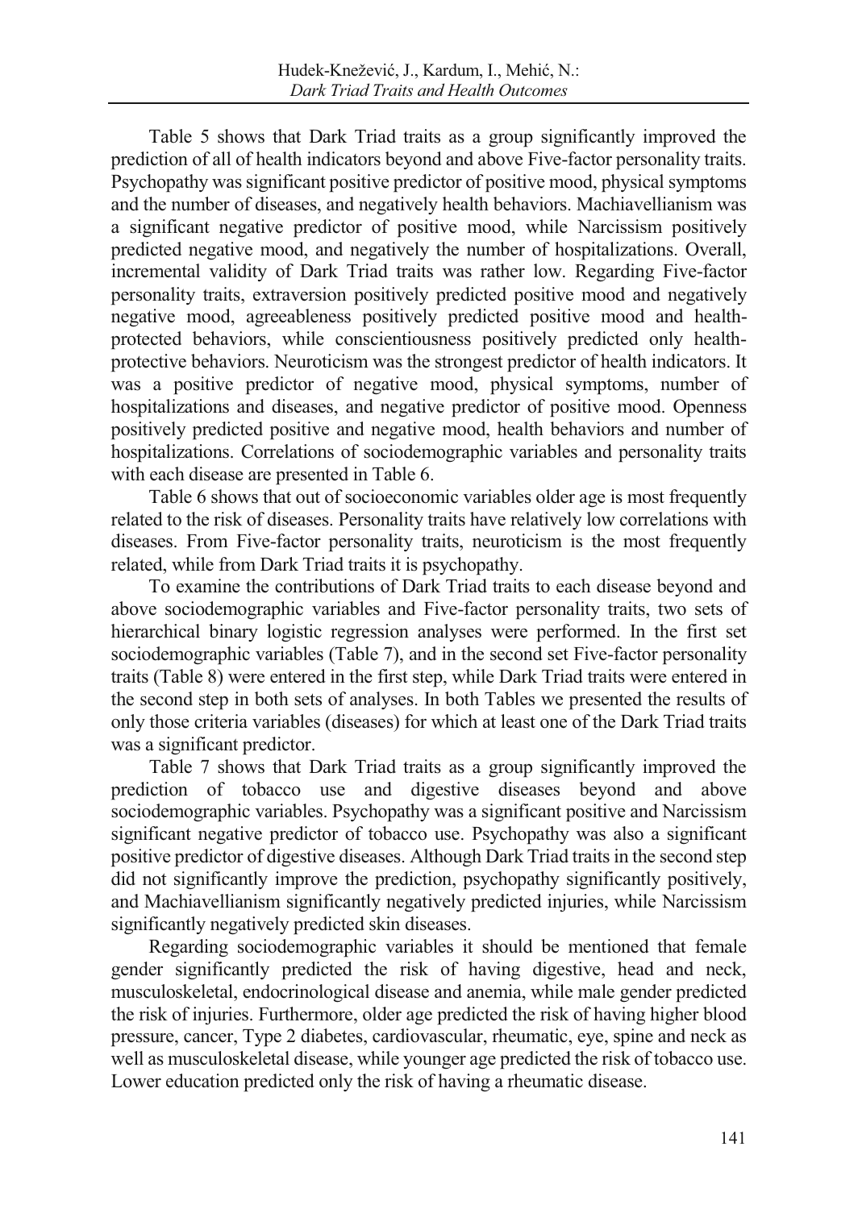Table 5 shows that Dark Triad traits as a group significantly improved the prediction of all of health indicators beyond and above Five-factor personality traits. Psychopathy was significant positive predictor of positive mood, physical symptoms and the number of diseases, and negatively health behaviors. Machiavellianism was a significant negative predictor of positive mood, while Narcissism positively predicted negative mood, and negatively the number of hospitalizations. Overall, incremental validity of Dark Triad traits was rather low. Regarding Five-factor personality traits, extraversion positively predicted positive mood and negatively negative mood, agreeableness positively predicted positive mood and health-protected behaviors, while conscientiousness positively predicted only health-protective behaviors. Neuroticism was the strongest predictor of health indicators. It was a positive predictor of negative mood, physical symptoms, number of hospitalizations and diseases, and negative predictor of positive mood. Openness positively predicted positive and negative mood, health behaviors and number of hospitalizations. Correlations of sociodemographic variables and personality traits with each disease are presented in Table 6.

Table 6 shows that out of socioeconomic variables older age is most frequently related to the risk of diseases. Personality traits have relatively low correlations with diseases. From Five-factor personality traits, neuroticism is the most frequently related, while from Dark Triad traits it is psychopathy.

To examine the contributions of Dark Triad traits to each disease beyond and above sociodemographic variables and Five-factor personality traits, two sets of hierarchical binary logistic regression analyses were performed. In the first set sociodemographic variables (Table 7), and in the second set Five-factor personality traits (Table 8) were entered in the first step, while Dark Triad traits were entered in the second step in both sets of analyses. In both Tables we presented the results of only those criteria variables (diseases) for which at least one of the Dark Triad traits was a significant predictor.

Table 7 shows that Dark Triad traits as a group significantly improved the prediction of tobacco use and digestive diseases beyond and above sociodemographic variables. Psychopathy was a significant positive and Narcissism significant negative predictor of tobacco use. Psychopathy was also a significant positive predictor of digestive diseases. Although Dark Triad traits in the second step did not significantly improve the prediction, psychopathy significantly positively, and Machiavellianism significantly negatively predicted injuries, while Narcissism significantly negatively predicted skin diseases.

Regarding sociodemographic variables it should be mentioned that female gender significantly predicted the risk of having digestive, head and neck, musculoskeletal, endocrinological disease and anemia, while male gender predicted the risk of injuries. Furthermore, older age predicted the risk of having higher blood pressure, cancer, Type 2 diabetes, cardiovascular, rheumatic, eye, spine and neck as well as musculoskeletal disease, while younger age predicted the risk of tobacco use. Lower education predicted only the risk of having a rheumatic disease.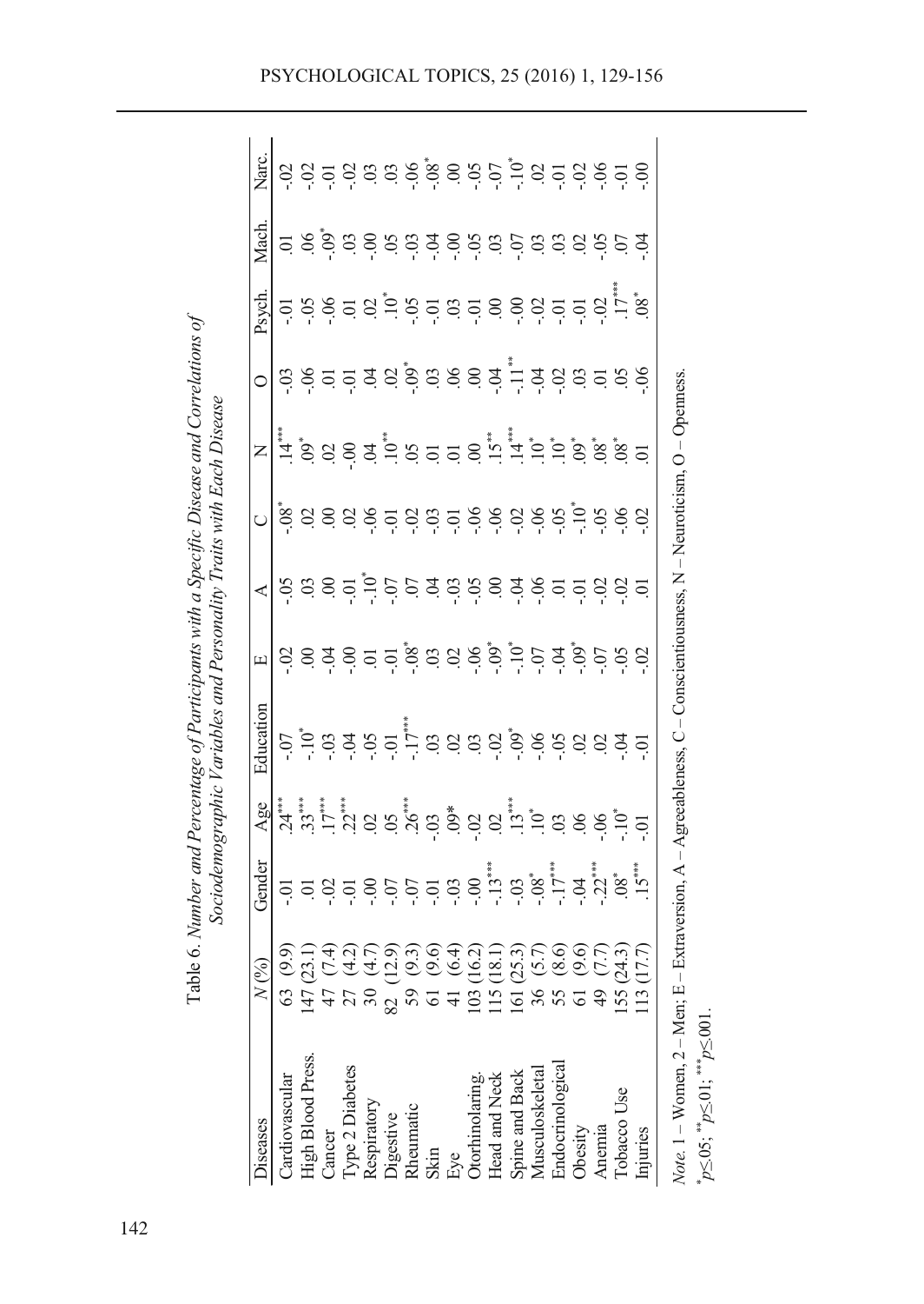Table 6. *Number and Percentage of Participants with a Specific Disease and Correlations of Sociodemographic Variables and Personality Traits with Each Disease*

| Diseases | *N* (%) | Gender | Age | Education | E | A | C | N | O | Psych. | Mach. | Narc. |
|---|---|---|---|---|---|---|---|---|---|---|---|---|
| Cardiovascular | 63 (9.9) | -.01 | .24*** | -.07 | -.02 | -.05 | -.08* | .14*** | -.03 | -.01 | .01 | -.02 |
| High Blood Press. | 147 (23.1) | .01 | .33*** | -.10* | .00 | .03 | .02 | .09* | -.06 | -.05 | .06 | -.02 |
| Cancer | 47 (7.4) | -.02 | .17*** | -.03 | -.04 | .00 | .00 | .02 | .01 | -.06 | -.09* | -.01 |
| Type 2 Diabetes | 27 (4.2) | -.01 | .22*** | -.04 | -.00 | -.01 | .02 | -.00 | -.01 | .01 | .03 | -.02 |
| Respiratory | 30 (4.7) | -.00 | .02 | -.05 | .01 | -.10* | -.06 | .04 | .04 | .02 | -.00 | .03 |
| Digestive | 82 (12.9) | -.07 | .05 | -.01 | -.01 | -.07 | -.01 | .10** | .02 | .10* | .05 | .03 |
| Rheumatic | 59 (9.3) | -.07 | .26*** | -.17*** | -.08* | .07 | -.02 | .05 | -.09* | -.05 | -.03 | -.06 |
| Skin | 61 (9.6) | -.01 | -.03 | .03 | .03 | .04 | -.03 | .01 | .03 | -.01 | -.04 | -.08* |
| Eye | 41 (6.4) | -.03 | .09* | .02 | .02 | -.03 | -.01 | .01 | .06 | .03 | -.00 | .00 |
| Otorhinolaring. | 103 (16.2) | -.00 | -.02 | .03 | -.06 | -.05 | -.06 | .00 | .00 | -.01 | -.05 | -.05 |
| Head and Neck | 115 (18.1) | -.13*** | .02 | -.02 | -.09* | .00 | -.06 | .15** | -.04 | .00 | .03 | -.07 |
| Spine and Back | 161 (25.3) | -.03 | .13*** | -.09* | -.10* | -.04 | -.02 | .14*** | -.11** | -.00 | -.07 | -.10* |
| Musculoskeletal | 36 (5.7) | -.08* | .10* | -.06 | -.07 | -.06 | -.06 | .10* | -.04 | -.02 | .03 | .02 |
| Endocrinological | 55 (8.6) | -.17*** | .03 | -.05 | -.04 | .01 | -.05 | .10* | -.02 | -.01 | .03 | -.01 |
| Obesity | 61 (9.6) | -.04 | .06 | .02 | -.09* | -.01 | -.10* | .09* | .03 | -.01 | .02 | -.02 |
| Anemia | 49 (7.7) | -.22*** | -.06 | .02 | -.07 | -.02 | -.05 | .08* | .01 | -.02 | -.05 | -.06 |
| Tobacco Use | 155 (24.3) | .08* | -.10* | -.04 | -.05 | -.02 | -.06 | .08* | .05 | .17*** | .07 | -.01 |
| Injuries | 113 (17.7) | .15*** | -.01 | -.01 | -.02 | .01 | -.02 | .01 | -.06 | .08* | -.04 | -.00 |

*Note.* 1 – Women, 2 – Men; E – Extraversion, A – Agreeableness, C – Conscientiousness, N – Neuroticism, O – Openness.
*$p \leq .05$; **$p \leq .01$; ***$p \leq .001$.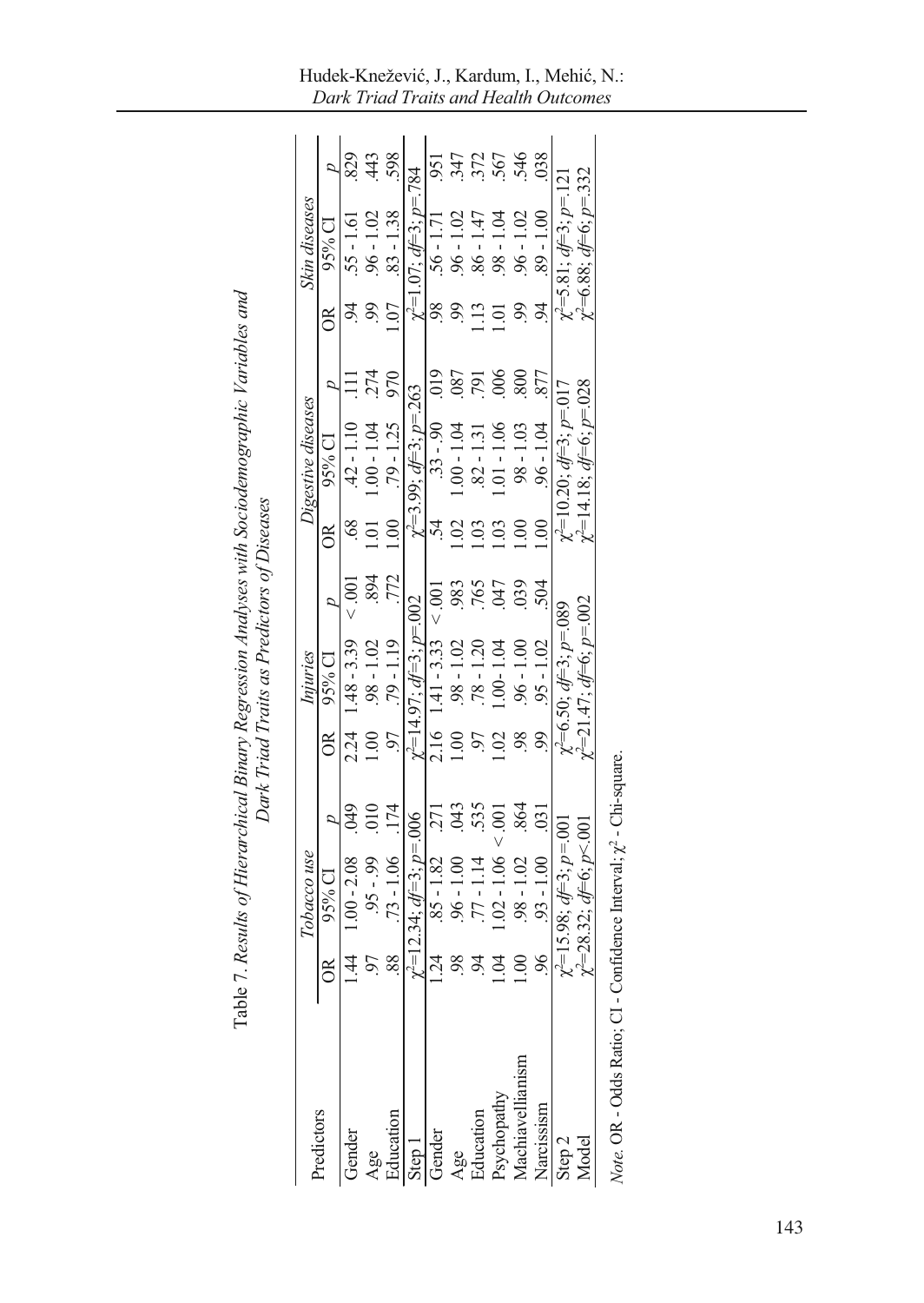Table 7. *Results of Hierarchical Binary Regression Analyses with Sociodemographic Variables and Dark Triad Traits as Predictors of Diseases*

| Predictors | *Tobacco use* | | | *Injuries* | | | *Digestive diseases* | | | *Skin diseases* | | |
|---|---|---|---|---|---|---|---|---|---|---|---|---|
| | OR | 95% CI | *p* | OR | 95% CI | *p* | OR | 95% CI | *p* | OR | 95% CI | *p* |
| Gender | 1.44 | 1.00 - 2.08 | .049 | 2.24 | 1.48 - 3.39 | < .001 | .68 | .42 - 1.10 | .111 | .94 | .55 - 1.61 | .829 |
| Age | .97 | .95 - .99 | .010 | 1.00 | .98 - 1.02 | .894 | 1.01 | 1.00 - 1.04 | .274 | .99 | .96 - 1.02 | .443 |
| Education | .88 | .73 - 1.06 | .174 | .97 | .79 - 1.19 | .772 | 1.00 | .79 - 1.25 | .970 | 1.07 | .83 - 1.38 | .598 |
| Step 1 | $\chi^2$=12.34; *df*=3; *p*=.006 | | | $\chi^2$=14.97; *df*=3; *p*=.002 | | | $\chi^2$=3.99; *df*=3; *p*=.263 | | | $\chi^2$=1.07; *df*=3; *p*=.784 | | |
| Gender | 1.24 | .85 - 1.82 | .271 | 2.16 | 1.41 - 3.33 | < .001 | .54 | .33 - .90 | .019 | .98 | .56 - 1.71 | .951 |
| Age | .98 | .96 - 1.00 | .043 | 1.00 | .98 - 1.02 | .983 | 1.02 | 1.00 - 1.04 | .087 | .99 | .96 - 1.02 | .347 |
| Education | .94 | .77 - 1.14 | .535 | .97 | .78 - 1.20 | .765 | 1.03 | .82 - 1.31 | .791 | 1.13 | .86 - 1.47 | .372 |
| Psychopathy | 1.04 | 1.02 - 1.06 | < .001 | 1.02 | 1.00- 1.04 | .047 | 1.03 | 1.01 - 1.06 | .006 | 1.01 | .98 - 1.04 | .567 |
| Machiavellianism | 1.00 | .98 - 1.02 | .864 | .98 | .96 - 1.00 | .039 | 1.00 | .98 - 1.03 | .800 | .99 | .96 - 1.02 | .546 |
| Narcissism | .96 | .93 - 1.00 | .031 | .99 | .95 - 1.02 | .504 | 1.00 | .96 - 1.04 | .877 | .94 | .89 - 1.00 | .038 |
| Step 2 | $\chi^2$=15.98; *df*=3; *p*=.001 | | | $\chi^2$=6.50; *df*=3; *p*=.089 | | | $\chi^2$=10.20; *df*=3; *p*=.017 | | | $\chi^2$=5.81; *df*=3; *p*=.121 | | |
| Model | $\chi^2$=28.32; *df*=6; *p*<.001 | | | $\chi^2$=21.47; *df*=6; *p*=.002 | | | $\chi^2$=14.18; *df*=6; *p*=.028 | | | $\chi^2$=6.88; *df*=6; *p*=.332 | | |

*Note.* OR - Odds Ratio; CI - Confidence Interval; $\chi^2$ - Chi-square.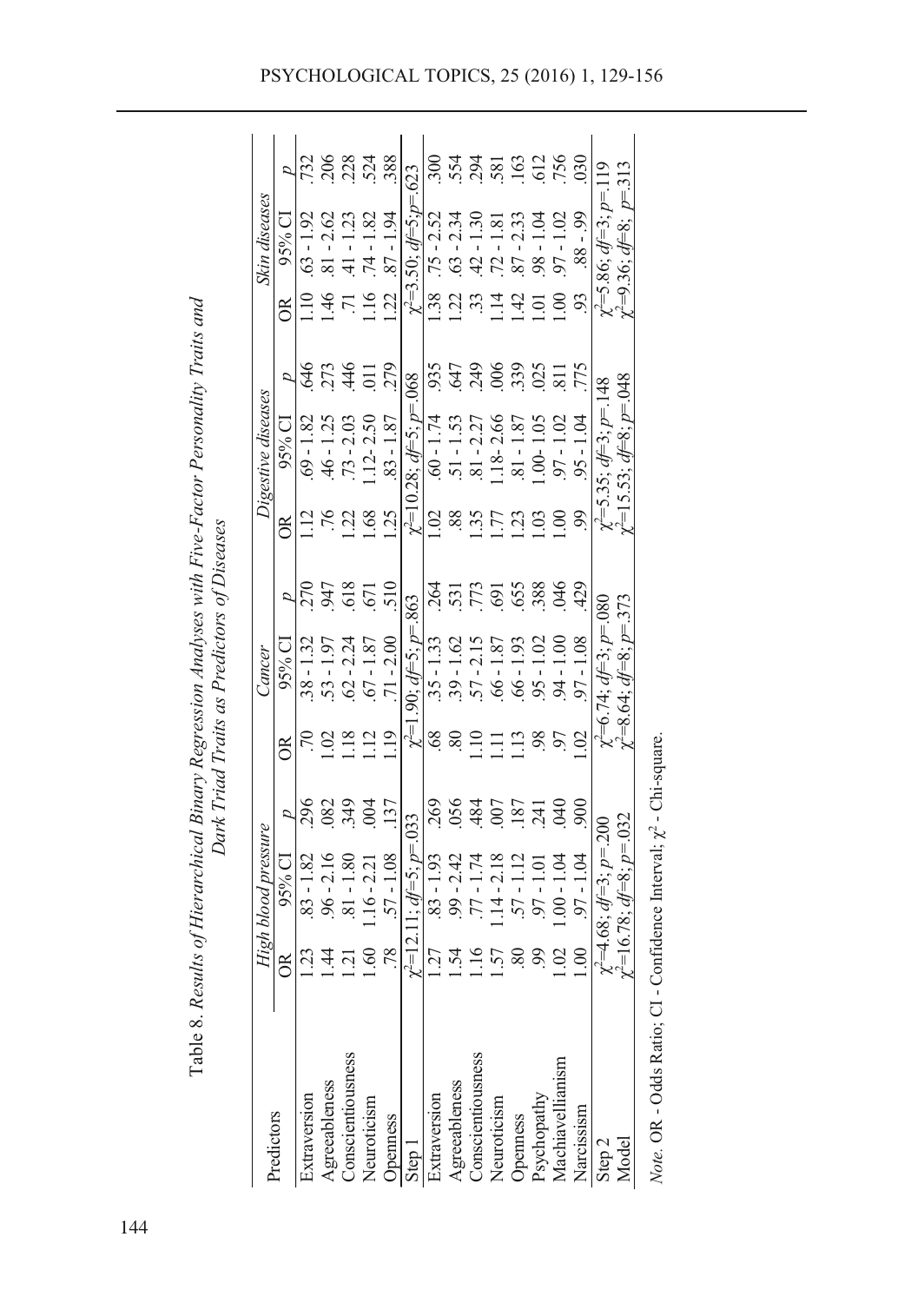Table 8. *Results of Hierarchical Binary Regression Analyses with Five-Factor Personality Traits and Dark Triad Traits as Predictors of Diseases*

| Predictors | *High blood pressure* | | | *Cancer* | | | *Digestive diseases* | | | *Skin diseases* | | |
|---|---|---|---|---|---|---|---|---|---|---|---|---|
| | OR | 95% CI | *p* | OR | 95% CI | *p* | OR | 95% CI | *p* | OR | 95% CI | *p* |
| Extraversion | 1.23 | .83 - 1.82 | .296 | .70 | .38 - 1.32 | .270 | 1.12 | .69 - 1.82 | .646 | 1.10 | .63 - 1.92 | .732 |
| Agreeableness | 1.44 | .96 - 2.16 | .082 | 1.02 | .53 - 1.97 | .947 | .76 | .46 - 1.25 | .273 | 1.46 | .81 - 2.62 | .206 |
| Conscientiousness | 1.21 | .81 - 1.80 | .349 | 1.18 | .62 - 2.24 | .618 | 1.22 | .73 - 2.03 | .446 | .71 | .41 - 1.23 | .228 |
| Neuroticism | 1.60 | 1.16 - 2.21 | .004 | 1.12 | .67 - 1.87 | .671 | 1.68 | 1.12- 2.50 | .011 | 1.16 | .74 - 1.82 | .524 |
| Openness | .78 | .57 - 1.08 | .137 | 1.19 | .71 - 2.00 | .510 | 1.25 | .83 - 1.87 | .279 | 1.22 | .87 - 1.94 | .388 |
| Step 1 | $\chi^2$=12.11; *df*=5; *p*=.033 | | | $\chi^2$=1.90; *df*=5; *p*=.863 | | | $\chi^2$=10.28; *df*=5; *p*=.068 | | | $\chi^2$=3.50; *df*=5; *p*=.623 | | |
| Extraversion | 1.27 | .83 - 1.93 | .269 | .68 | .35 - 1.33 | .264 | 1.02 | .60 - 1.74 | .935 | 1.38 | .75 - 2.52 | .300 |
| Agreeableness | 1.54 | .99 - 2.42 | .056 | .80 | .39 - 1.62 | .531 | .88 | .51 - 1.53 | .647 | 1.22 | .63 - 2.34 | .554 |
| Conscientiousness | 1.16 | .77 - 1.74 | .484 | 1.10 | .57 - 2.15 | .773 | 1.35 | .81 - 2.27 | .249 | .33 | .42 - 1.30 | .294 |
| Neuroticism | 1.57 | 1.14 - 2.18 | .007 | 1.11 | .66 - 1.87 | .691 | 1.77 | 1.18- 2.66 | .006 | 1.14 | .72 - 1.81 | .581 |
| Openness | .80 | .57 - 1.12 | .187 | 1.13 | .66 - 1.93 | .655 | 1.23 | .81 - 1.87 | .339 | 1.42 | .87 - 2.33 | .163 |
| Psychopathy | .99 | .97 - 1.01 | .241 | .98 | .95 - 1.02 | .388 | 1.03 | 1.00- 1.05 | .025 | 1.01 | .98 - 1.04 | .612 |
| Machiavellianism | 1.02 | 1.00 - 1.04 | .040 | .97 | .94 - 1.00 | .046 | 1.00 | .97 - 1.02 | .811 | 1.00 | .97 - 1.02 | .756 |
| Narcissism | 1.00 | .97 - 1.04 | .900 | 1.02 | .97 - 1.08 | .429 | .99 | .95 - 1.04 | .775 | .93 | .88 - .99 | .030 |
| Step 2 | $\chi^2$=4.68; *df*=3; *p*=.200 | | | $\chi^2$=6.74; *df*=3; *p*=.080 | | | $\chi^2$=5.35; *df*=3; *p*=.148 | | | $\chi^2$=5.86; *df*=3; *p*=.119 | | |
| Model | $\chi^2$=16.78; *df*=8; *p*=.032 | | | $\chi^2$=8.64; *df*=8; *p*=.373 | | | $\chi^2$=15.53; *df*=8; *p*=.048 | | | $\chi^2$=9.36; *df*=8; *p*=.313 | | |

*Note.* OR - Odds Ratio; CI - Confidence Interval; $\chi^2$ - Chi-square.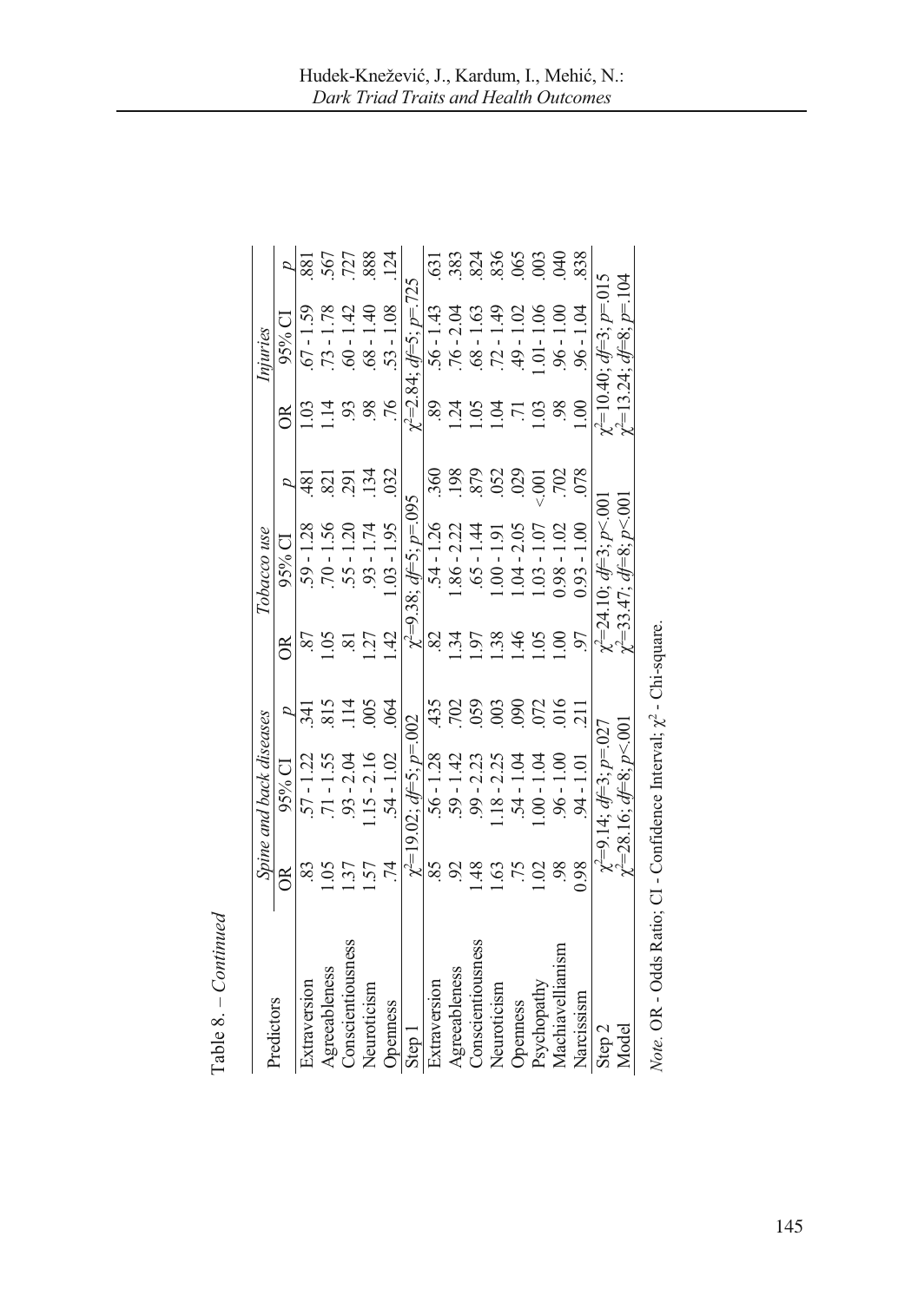Table 8. – *Continued*

| Predictors | *Spine and back diseases* | | | *Tobacco use* | | | *Injuries* | | |
|---|---|---|---|---|---|---|---|---|---|
| | OR | 95% CI | *p* | OR | 95% CI | *p* | OR | 95% CI | *p* |
| Extraversion | .83 | .57 - 1.22 | .341 | .87 | .59 - 1.28 | .481 | 1.03 | .67 - 1.59 | .881 |
| Agreeableness | 1.05 | .71 - 1.55 | .815 | 1.05 | .70 - 1.56 | .821 | 1.14 | .73 - 1.78 | .567 |
| Conscientiousness | 1.37 | .93 - 2.04 | .114 | .81 | .55 - 1.20 | .291 | .93 | .60 - 1.42 | .727 |
| Neuroticism | 1.57 | 1.15 - 2.16 | .005 | 1.27 | .93 - 1.74 | .134 | .98 | .68 - 1.40 | .888 |
| Openness | .74 | .54 - 1.02 | .064 | 1.42 | 1.03 - 1.95 | .032 | .76 | .53 - 1.08 | .124 |
| Step 1 | $\chi^2$=19.02; *df*=5; *p*=.002 | | | $\chi^2$=9.38; *df*=5; *p*=.095 | | | $\chi^2$=2.84; *df*=5; *p*=.725 | | |
| Extraversion | .85 | .56 - 1.28 | .435 | .82 | .54 - 1.26 | .360 | .89 | .56 - 1.43 | .631 |
| Agreeableness | .92 | .59 - 1.42 | .702 | 1.34 | 1.86 - 2.22 | .198 | 1.24 | .76 - 2.04 | .383 |
| Conscientiousness | 1.48 | .99 - 2.23 | .059 | 1.97 | .65 - 1.44 | .879 | 1.05 | .68 - 1.63 | .824 |
| Neuroticism | 1.63 | 1.18 - 2.25 | .003 | 1.38 | 1.00 - 1.91 | .052 | 1.04 | .72 - 1.49 | .836 |
| Openness | .75 | .54 - 1.04 | .090 | 1.46 | 1.04 - 2.05 | .029 | .71 | .49 - 1.02 | .065 |
| Psychopathy | 1.02 | 1.00 - 1.04 | .072 | 1.05 | 1.03 - 1.07 | <.001 | 1.03 | 1.01- 1.06 | .003 |
| Machiavellianism | .98 | .96 - 1.00 | .016 | 1.00 | 0.98 - 1.02 | .702 | .98 | .96 - 1.00 | .040 |
| Narcissism | 0.98 | .94 - 1.01 | .211 | .97 | 0.93 - 1.00 | .078 | 1.00 | .96 - 1.04 | .838 |
| Step 2 | $\chi^2$=9.14; *df*=3; *p*=.027 | | | $\chi^2$=24.10; *df*=3; *p*<.001 | | | $\chi^2$=10.40; *df*=3; *p*=.015 | | |
| Model | $\chi^2$=28.16; *df*=8; *p*<.001 | | | $\chi^2$=33.47; *df*=8; *p*<.001 | | | $\chi^2$=13.24; *df*=8; *p*=.104 | | |

*Note.* OR - Odds Ratio; CI - Confidence Interval; $\chi^2$ - Chi-square.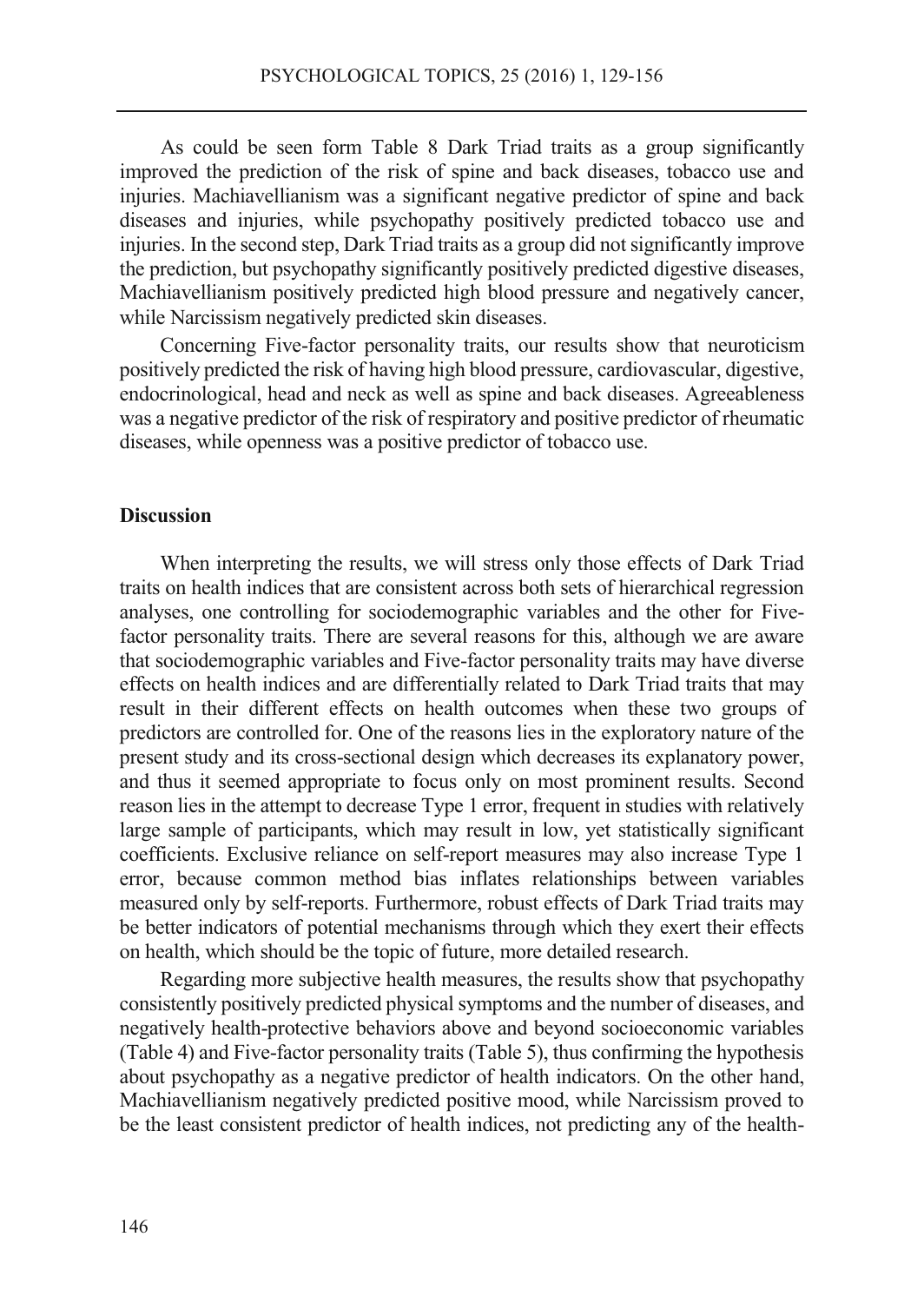As could be seen form Table 8 Dark Triad traits as a group significantly improved the prediction of the risk of spine and back diseases, tobacco use and injuries. Machiavellianism was a significant negative predictor of spine and back diseases and injuries, while psychopathy positively predicted tobacco use and injuries. In the second step, Dark Triad traits as a group did not significantly improve the prediction, but psychopathy significantly positively predicted digestive diseases, Machiavellianism positively predicted high blood pressure and negatively cancer, while Narcissism negatively predicted skin diseases.

Concerning Five-factor personality traits, our results show that neuroticism positively predicted the risk of having high blood pressure, cardiovascular, digestive, endocrinological, head and neck as well as spine and back diseases. Agreeableness was a negative predictor of the risk of respiratory and positive predictor of rheumatic diseases, while openness was a positive predictor of tobacco use.

## Discussion

When interpreting the results, we will stress only those effects of Dark Triad traits on health indices that are consistent across both sets of hierarchical regression analyses, one controlling for sociodemographic variables and the other for Five-factor personality traits. There are several reasons for this, although we are aware that sociodemographic variables and Five-factor personality traits may have diverse effects on health indices and are differentially related to Dark Triad traits that may result in their different effects on health outcomes when these two groups of predictors are controlled for. One of the reasons lies in the exploratory nature of the present study and its cross-sectional design which decreases its explanatory power, and thus it seemed appropriate to focus only on most prominent results. Second reason lies in the attempt to decrease Type 1 error, frequent in studies with relatively large sample of participants, which may result in low, yet statistically significant coefficients. Exclusive reliance on self-report measures may also increase Type 1 error, because common method bias inflates relationships between variables measured only by self-reports. Furthermore, robust effects of Dark Triad traits may be better indicators of potential mechanisms through which they exert their effects on health, which should be the topic of future, more detailed research.

Regarding more subjective health measures, the results show that psychopathy consistently positively predicted physical symptoms and the number of diseases, and negatively health-protective behaviors above and beyond socioeconomic variables (Table 4) and Five-factor personality traits (Table 5), thus confirming the hypothesis about psychopathy as a negative predictor of health indicators. On the other hand, Machiavellianism negatively predicted positive mood, while Narcissism proved to be the least consistent predictor of health indices, not predicting any of the health-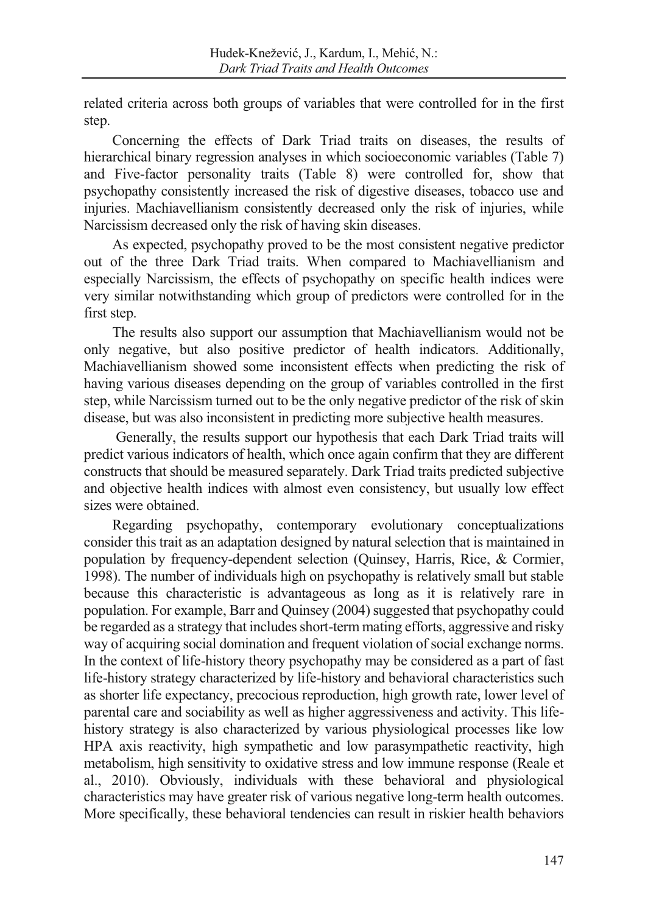related criteria across both groups of variables that were controlled for in the first step.

Concerning the effects of Dark Triad traits on diseases, the results of hierarchical binary regression analyses in which socioeconomic variables (Table 7) and Five-factor personality traits (Table 8) were controlled for, show that psychopathy consistently increased the risk of digestive diseases, tobacco use and injuries. Machiavellianism consistently decreased only the risk of injuries, while Narcissism decreased only the risk of having skin diseases.

As expected, psychopathy proved to be the most consistent negative predictor out of the three Dark Triad traits. When compared to Machiavellianism and especially Narcissism, the effects of psychopathy on specific health indices were very similar notwithstanding which group of predictors were controlled for in the first step.

The results also support our assumption that Machiavellianism would not be only negative, but also positive predictor of health indicators. Additionally, Machiavellianism showed some inconsistent effects when predicting the risk of having various diseases depending on the group of variables controlled in the first step, while Narcissism turned out to be the only negative predictor of the risk of skin disease, but was also inconsistent in predicting more subjective health measures.

Generally, the results support our hypothesis that each Dark Triad traits will predict various indicators of health, which once again confirm that they are different constructs that should be measured separately. Dark Triad traits predicted subjective and objective health indices with almost even consistency, but usually low effect sizes were obtained.

Regarding psychopathy, contemporary evolutionary conceptualizations consider this trait as an adaptation designed by natural selection that is maintained in population by frequency-dependent selection (Quinsey, Harris, Rice, & Cormier, 1998). The number of individuals high on psychopathy is relatively small but stable because this characteristic is advantageous as long as it is relatively rare in population. For example, Barr and Quinsey (2004) suggested that psychopathy could be regarded as a strategy that includes short-term mating efforts, aggressive and risky way of acquiring social domination and frequent violation of social exchange norms. In the context of life-history theory psychopathy may be considered as a part of fast life-history strategy characterized by life-history and behavioral characteristics such as shorter life expectancy, precocious reproduction, high growth rate, lower level of parental care and sociability as well as higher aggressiveness and activity. This life-history strategy is also characterized by various physiological processes like low HPA axis reactivity, high sympathetic and low parasympathetic reactivity, high metabolism, high sensitivity to oxidative stress and low immune response (Reale et al., 2010). Obviously, individuals with these behavioral and physiological characteristics may have greater risk of various negative long-term health outcomes. More specifically, these behavioral tendencies can result in riskier health behaviors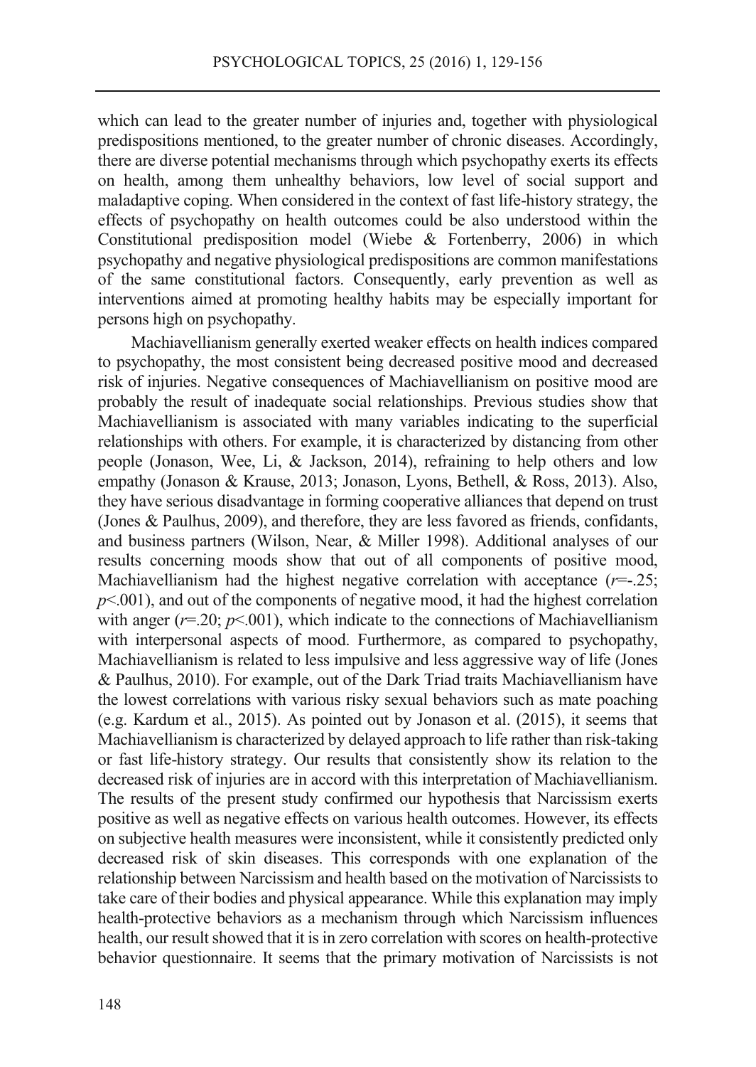which can lead to the greater number of injuries and, together with physiological predispositions mentioned, to the greater number of chronic diseases. Accordingly, there are diverse potential mechanisms through which psychopathy exerts its effects on health, among them unhealthy behaviors, low level of social support and maladaptive coping. When considered in the context of fast life-history strategy, the effects of psychopathy on health outcomes could be also understood within the Constitutional predisposition model (Wiebe & Fortenberry, 2006) in which psychopathy and negative physiological predispositions are common manifestations of the same constitutional factors. Consequently, early prevention as well as interventions aimed at promoting healthy habits may be especially important for persons high on psychopathy.

Machiavellianism generally exerted weaker effects on health indices compared to psychopathy, the most consistent being decreased positive mood and decreased risk of injuries. Negative consequences of Machiavellianism on positive mood are probably the result of inadequate social relationships. Previous studies show that Machiavellianism is associated with many variables indicating to the superficial relationships with others. For example, it is characterized by distancing from other people (Jonason, Wee, Li, & Jackson, 2014), refraining to help others and low empathy (Jonason & Krause, 2013; Jonason, Lyons, Bethell, & Ross, 2013). Also, they have serious disadvantage in forming cooperative alliances that depend on trust (Jones & Paulhus, 2009), and therefore, they are less favored as friends, confidants, and business partners (Wilson, Near, & Miller 1998). Additional analyses of our results concerning moods show that out of all components of positive mood, Machiavellianism had the highest negative correlation with acceptance ($r$=-.25; $p$<.001), and out of the components of negative mood, it had the highest correlation with anger ($r$=.20; $p$<.001), which indicate to the connections of Machiavellianism with interpersonal aspects of mood. Furthermore, as compared to psychopathy, Machiavellianism is related to less impulsive and less aggressive way of life (Jones & Paulhus, 2010). For example, out of the Dark Triad traits Machiavellianism have the lowest correlations with various risky sexual behaviors such as mate poaching (e.g. Kardum et al., 2015). As pointed out by Jonason et al. (2015), it seems that Machiavellianism is characterized by delayed approach to life rather than risk-taking or fast life-history strategy. Our results that consistently show its relation to the decreased risk of injuries are in accord with this interpretation of Machiavellianism. The results of the present study confirmed our hypothesis that Narcissism exerts positive as well as negative effects on various health outcomes. However, its effects on subjective health measures were inconsistent, while it consistently predicted only decreased risk of skin diseases. This corresponds with one explanation of the relationship between Narcissism and health based on the motivation of Narcissists to take care of their bodies and physical appearance. While this explanation may imply health-protective behaviors as a mechanism through which Narcissism influences health, our result showed that it is in zero correlation with scores on health-protective behavior questionnaire. It seems that the primary motivation of Narcissists is not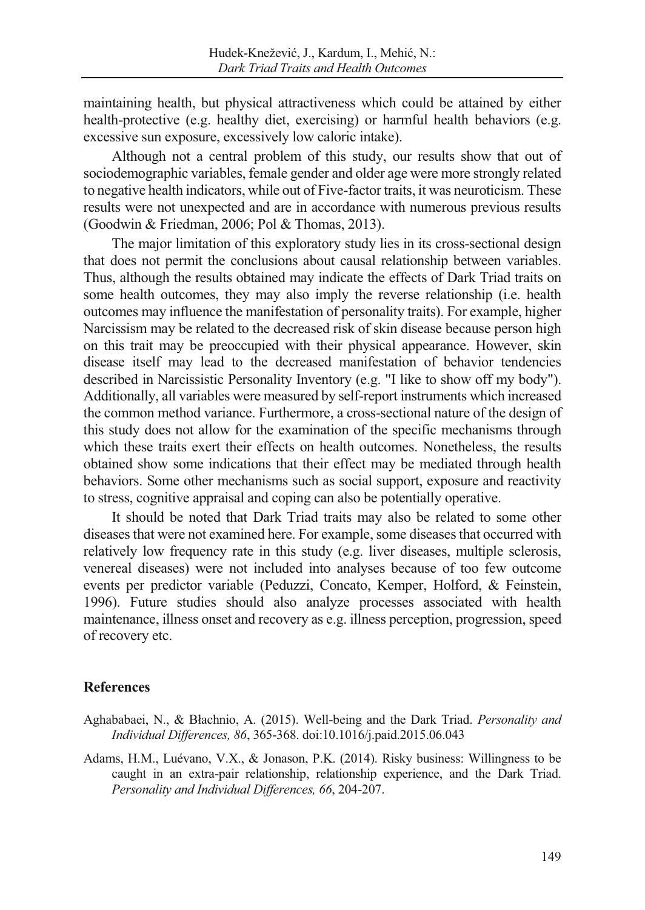maintaining health, but physical attractiveness which could be attained by either health-protective (e.g. healthy diet, exercising) or harmful health behaviors (e.g. excessive sun exposure, excessively low caloric intake).

Although not a central problem of this study, our results show that out of sociodemographic variables, female gender and older age were more strongly related to negative health indicators, while out of Five-factor traits, it was neuroticism. These results were not unexpected and are in accordance with numerous previous results (Goodwin & Friedman, 2006; Pol & Thomas, 2013).

The major limitation of this exploratory study lies in its cross-sectional design that does not permit the conclusions about causal relationship between variables. Thus, although the results obtained may indicate the effects of Dark Triad traits on some health outcomes, they may also imply the reverse relationship (i.e. health outcomes may influence the manifestation of personality traits). For example, higher Narcissism may be related to the decreased risk of skin disease because person high on this trait may be preoccupied with their physical appearance. However, skin disease itself may lead to the decreased manifestation of behavior tendencies described in Narcissistic Personality Inventory (e.g. "I like to show off my body"). Additionally, all variables were measured by self-report instruments which increased the common method variance. Furthermore, a cross-sectional nature of the design of this study does not allow for the examination of the specific mechanisms through which these traits exert their effects on health outcomes. Nonetheless, the results obtained show some indications that their effect may be mediated through health behaviors. Some other mechanisms such as social support, exposure and reactivity to stress, cognitive appraisal and coping can also be potentially operative.

It should be noted that Dark Triad traits may also be related to some other diseases that were not examined here. For example, some diseases that occurred with relatively low frequency rate in this study (e.g. liver diseases, multiple sclerosis, venereal diseases) were not included into analyses because of too few outcome events per predictor variable (Peduzzi, Concato, Kemper, Holford, & Feinstein, 1996). Future studies should also analyze processes associated with health maintenance, illness onset and recovery as e.g. illness perception, progression, speed of recovery etc.

## References

Aghababaei, N., & Błachnio, A. (2015). Well-being and the Dark Triad. *Personality and Individual Differences, 86*, 365-368. doi:10.1016/j.paid.2015.06.043

Adams, H.M., Luévano, V.X., & Jonason, P.K. (2014). Risky business: Willingness to be caught in an extra-pair relationship, relationship experience, and the Dark Triad. *Personality and Individual Differences, 66*, 204-207.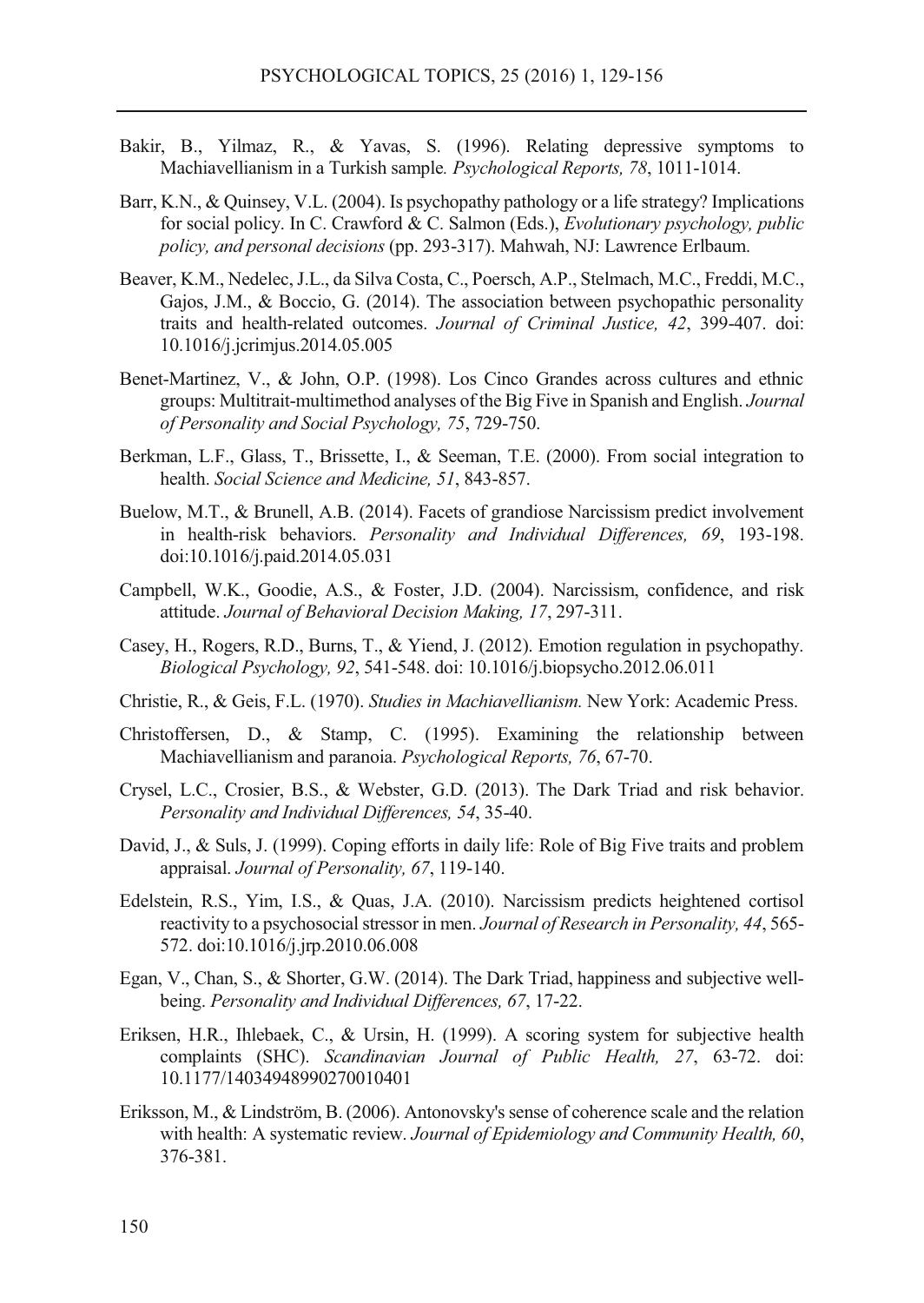Bakir, B., Yilmaz, R., & Yavas, S. (1996). Relating depressive symptoms to Machiavellianism in a Turkish sample. *Psychological Reports, 78*, 1011-1014.

Barr, K.N., & Quinsey, V.L. (2004). Is psychopathy pathology or a life strategy? Implications for social policy. In C. Crawford & C. Salmon (Eds.), *Evolutionary psychology, public policy, and personal decisions* (pp. 293-317). Mahwah, NJ: Lawrence Erlbaum.

Beaver, K.M., Nedelec, J.L., da Silva Costa, C., Poersch, A.P., Stelmach, M.C., Freddi, M.C., Gajos, J.M., & Boccio, G. (2014). The association between psychopathic personality traits and health-related outcomes. *Journal of Criminal Justice, 42*, 399-407. doi: 10.1016/j.jcrimjus.2014.05.005

Benet-Martinez, V., & John, O.P. (1998). Los Cinco Grandes across cultures and ethnic groups: Multitrait-multimethod analyses of the Big Five in Spanish and English. *Journal of Personality and Social Psychology, 75*, 729-750.

Berkman, L.F., Glass, T., Brissette, I., & Seeman, T.E. (2000). From social integration to health. *Social Science and Medicine, 51*, 843-857.

Buelow, M.T., & Brunell, A.B. (2014). Facets of grandiose Narcissism predict involvement in health-risk behaviors. *Personality and Individual Differences, 69*, 193-198. doi:10.1016/j.paid.2014.05.031

Campbell, W.K., Goodie, A.S., & Foster, J.D. (2004). Narcissism, confidence, and risk attitude. *Journal of Behavioral Decision Making, 17*, 297-311.

Casey, H., Rogers, R.D., Burns, T., & Yiend, J. (2012). Emotion regulation in psychopathy. *Biological Psychology, 92*, 541-548. doi: 10.1016/j.biopsycho.2012.06.011

Christie, R., & Geis, F.L. (1970). *Studies in Machiavellianism.* New York: Academic Press.

Christoffersen, D., & Stamp, C. (1995). Examining the relationship between Machiavellianism and paranoia. *Psychological Reports, 76*, 67-70.

Crysel, L.C., Crosier, B.S., & Webster, G.D. (2013). The Dark Triad and risk behavior. *Personality and Individual Differences, 54*, 35-40.

David, J., & Suls, J. (1999). Coping efforts in daily life: Role of Big Five traits and problem appraisal. *Journal of Personality, 67*, 119-140.

Edelstein, R.S., Yim, I.S., & Quas, J.A. (2010). Narcissism predicts heightened cortisol reactivity to a psychosocial stressor in men. *Journal of Research in Personality, 44*, 565-572. doi:10.1016/j.jrp.2010.06.008

Egan, V., Chan, S., & Shorter, G.W. (2014). The Dark Triad, happiness and subjective well-being. *Personality and Individual Differences, 67*, 17-22.

Eriksen, H.R., Ihlebaek, C., & Ursin, H. (1999). A scoring system for subjective health complaints (SHC). *Scandinavian Journal of Public Health, 27*, 63-72. doi: 10.1177/14034948990270010401

Eriksson, M., & Lindström, B. (2006). Antonovsky's sense of coherence scale and the relation with health: A systematic review. *Journal of Epidemiology and Community Health, 60*, 376-381.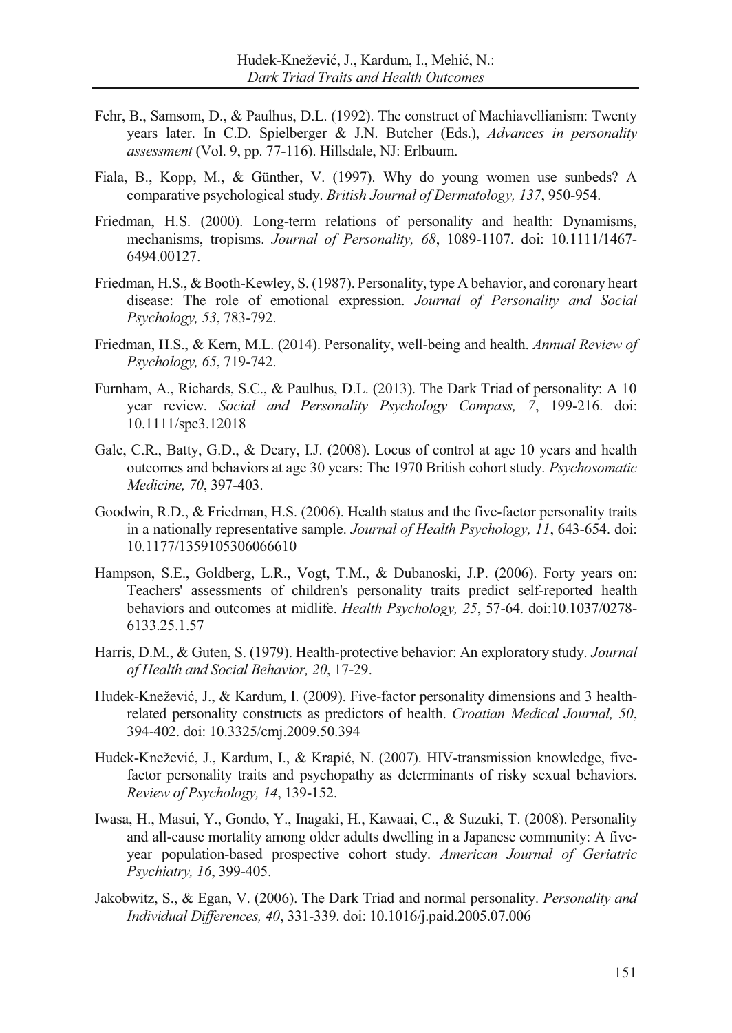Fehr, B., Samsom, D., & Paulhus, D.L. (1992). The construct of Machiavellianism: Twenty years later. In C.D. Spielberger & J.N. Butcher (Eds.), *Advances in personality assessment* (Vol. 9, pp. 77-116). Hillsdale, NJ: Erlbaum.

Fiala, B., Kopp, M., & Günther, V. (1997). Why do young women use sunbeds? A comparative psychological study. *British Journal of Dermatology, 137*, 950-954.

Friedman, H.S. (2000). Long-term relations of personality and health: Dynamisms, mechanisms, tropisms. *Journal of Personality, 68*, 1089-1107. doi: 10.1111/1467-6494.00127.

Friedman, H.S., & Booth-Kewley, S. (1987). Personality, type A behavior, and coronary heart disease: The role of emotional expression. *Journal of Personality and Social Psychology, 53*, 783-792.

Friedman, H.S., & Kern, M.L. (2014). Personality, well-being and health. *Annual Review of Psychology, 65*, 719-742.

Furnham, A., Richards, S.C., & Paulhus, D.L. (2013). The Dark Triad of personality: A 10 year review. *Social and Personality Psychology Compass, 7*, 199-216. doi: 10.1111/spc3.12018

Gale, C.R., Batty, G.D., & Deary, I.J. (2008). Locus of control at age 10 years and health outcomes and behaviors at age 30 years: The 1970 British cohort study. *Psychosomatic Medicine, 70*, 397-403.

Goodwin, R.D., & Friedman, H.S. (2006). Health status and the five-factor personality traits in a nationally representative sample. *Journal of Health Psychology, 11*, 643-654. doi: 10.1177/1359105306066610

Hampson, S.E., Goldberg, L.R., Vogt, T.M., & Dubanoski, J.P. (2006). Forty years on: Teachers' assessments of children's personality traits predict self-reported health behaviors and outcomes at midlife. *Health Psychology, 25*, 57-64. doi:10.1037/0278-6133.25.1.57

Harris, D.M., & Guten, S. (1979). Health-protective behavior: An exploratory study. *Journal of Health and Social Behavior, 20*, 17-29.

Hudek-Knežević, J., & Kardum, I. (2009). Five-factor personality dimensions and 3 health-related personality constructs as predictors of health. *Croatian Medical Journal, 50*, 394-402. doi: 10.3325/cmj.2009.50.394

Hudek-Knežević, J., Kardum, I., & Krapić, N. (2007). HIV-transmission knowledge, five-factor personality traits and psychopathy as determinants of risky sexual behaviors. *Review of Psychology, 14*, 139-152.

Iwasa, H., Masui, Y., Gondo, Y., Inagaki, H., Kawaai, C., & Suzuki, T. (2008). Personality and all-cause mortality among older adults dwelling in a Japanese community: A five-year population-based prospective cohort study. *American Journal of Geriatric Psychiatry, 16*, 399-405.

Jakobwitz, S., & Egan, V. (2006). The Dark Triad and normal personality. *Personality and Individual Differences, 40*, 331-339. doi: 10.1016/j.paid.2005.07.006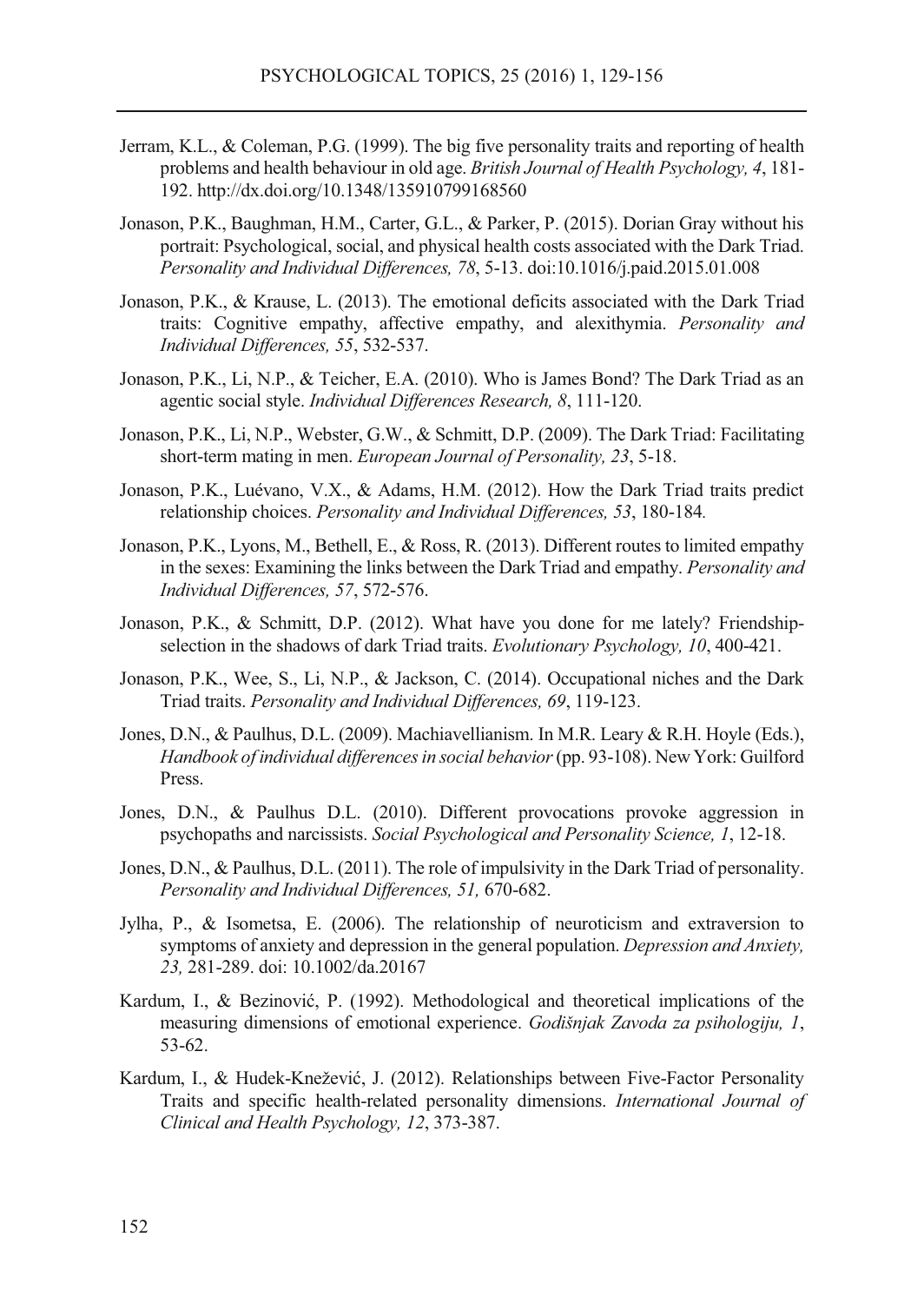Jerram, K.L., & Coleman, P.G. (1999). The big five personality traits and reporting of health problems and health behaviour in old age. *British Journal of Health Psychology, 4*, 181-192. http://dx.doi.org/10.1348/135910799168560

Jonason, P.K., Baughman, H.M., Carter, G.L., & Parker, P. (2015). Dorian Gray without his portrait: Psychological, social, and physical health costs associated with the Dark Triad. *Personality and Individual Differences, 78*, 5-13. doi:10.1016/j.paid.2015.01.008

Jonason, P.K., & Krause, L. (2013). The emotional deficits associated with the Dark Triad traits: Cognitive empathy, affective empathy, and alexithymia. *Personality and Individual Differences, 55*, 532-537.

Jonason, P.K., Li, N.P., & Teicher, E.A. (2010). Who is James Bond? The Dark Triad as an agentic social style. *Individual Differences Research, 8*, 111-120.

Jonason, P.K., Li, N.P., Webster, G.W., & Schmitt, D.P. (2009). The Dark Triad: Facilitating short-term mating in men. *European Journal of Personality, 23*, 5-18.

Jonason, P.K., Luévano, V.X., & Adams, H.M. (2012). How the Dark Triad traits predict relationship choices. *Personality and Individual Differences, 53*, 180-184.

Jonason, P.K., Lyons, M., Bethell, E., & Ross, R. (2013). Different routes to limited empathy in the sexes: Examining the links between the Dark Triad and empathy. *Personality and Individual Differences, 57*, 572-576.

Jonason, P.K., & Schmitt, D.P. (2012). What have you done for me lately? Friendship-selection in the shadows of dark Triad traits. *Evolutionary Psychology, 10*, 400-421.

Jonason, P.K., Wee, S., Li, N.P., & Jackson, C. (2014). Occupational niches and the Dark Triad traits. *Personality and Individual Differences, 69*, 119-123.

Jones, D.N., & Paulhus, D.L. (2009). Machiavellianism. In M.R. Leary & R.H. Hoyle (Eds.), *Handbook of individual differences in social behavior* (pp. 93-108). New York: Guilford Press.

Jones, D.N., & Paulhus D.L. (2010). Different provocations provoke aggression in psychopaths and narcissists. *Social Psychological and Personality Science, 1*, 12-18.

Jones, D.N., & Paulhus, D.L. (2011). The role of impulsivity in the Dark Triad of personality. *Personality and Individual Differences, 51,* 670-682.

Jylha, P., & Isometsa, E. (2006). The relationship of neuroticism and extraversion to symptoms of anxiety and depression in the general population. *Depression and Anxiety, 23,* 281-289. doi: 10.1002/da.20167

Kardum, I., & Bezinović, P. (1992). Methodological and theoretical implications of the measuring dimensions of emotional experience. *Godišnjak Zavoda za psihologiju, 1*, 53-62.

Kardum, I., & Hudek-Knežević, J. (2012). Relationships between Five-Factor Personality Traits and specific health-related personality dimensions. *International Journal of Clinical and Health Psychology, 12*, 373-387.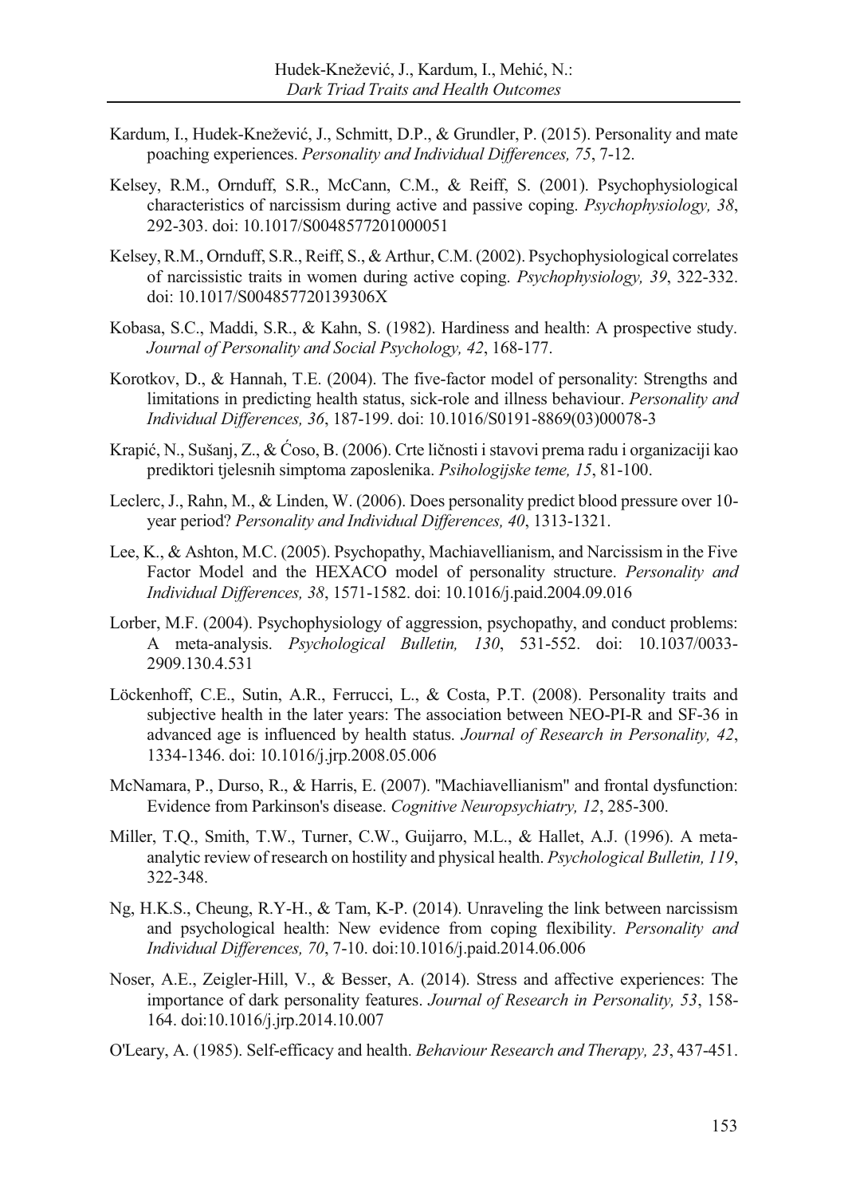Kardum, I., Hudek-Knežević, J., Schmitt, D.P., & Grundler, P. (2015). Personality and mate poaching experiences. *Personality and Individual Differences, 75*, 7-12.

Kelsey, R.M., Ornduff, S.R., McCann, C.M., & Reiff, S. (2001). Psychophysiological characteristics of narcissism during active and passive coping. *Psychophysiology, 38*, 292-303. doi: 10.1017/S0048577201000051

Kelsey, R.M., Ornduff, S.R., Reiff, S., & Arthur, C.M. (2002). Psychophysiological correlates of narcissistic traits in women during active coping. *Psychophysiology, 39*, 322-332. doi: 10.1017/S004857720139306X

Kobasa, S.C., Maddi, S.R., & Kahn, S. (1982). Hardiness and health: A prospective study. *Journal of Personality and Social Psychology, 42*, 168-177.

Korotkov, D., & Hannah, T.E. (2004). The five-factor model of personality: Strengths and limitations in predicting health status, sick-role and illness behaviour. *Personality and Individual Differences, 36*, 187-199. doi: 10.1016/S0191-8869(03)00078-3

Krapić, N., Sušanj, Z., & Ćoso, B. (2006). Crte ličnosti i stavovi prema radu i organizaciji kao prediktori tjelesnih simptoma zaposlenika. *Psihologijske teme, 15*, 81-100.

Leclerc, J., Rahn, M., & Linden, W. (2006). Does personality predict blood pressure over 10-year period? *Personality and Individual Differences, 40*, 1313-1321.

Lee, K., & Ashton, M.C. (2005). Psychopathy, Machiavellianism, and Narcissism in the Five Factor Model and the HEXACO model of personality structure. *Personality and Individual Differences, 38*, 1571-1582. doi: 10.1016/j.paid.2004.09.016

Lorber, M.F. (2004). Psychophysiology of aggression, psychopathy, and conduct problems: A meta-analysis. *Psychological Bulletin, 130*, 531-552. doi: 10.1037/0033-2909.130.4.531

Löckenhoff, C.E., Sutin, A.R., Ferrucci, L., & Costa, P.T. (2008). Personality traits and subjective health in the later years: The association between NEO-PI-R and SF-36 in advanced age is influenced by health status. *Journal of Research in Personality, 42*, 1334-1346. doi: 10.1016/j.jrp.2008.05.006

McNamara, P., Durso, R., & Harris, E. (2007). "Machiavellianism" and frontal dysfunction: Evidence from Parkinson's disease. *Cognitive Neuropsychiatry, 12*, 285-300.

Miller, T.Q., Smith, T.W., Turner, C.W., Guijarro, M.L., & Hallet, A.J. (1996). A meta-analytic review of research on hostility and physical health. *Psychological Bulletin, 119*, 322-348.

Ng, H.K.S., Cheung, R.Y-H., & Tam, K-P. (2014). Unraveling the link between narcissism and psychological health: New evidence from coping flexibility. *Personality and Individual Differences, 70*, 7-10. doi:10.1016/j.paid.2014.06.006

Noser, A.E., Zeigler-Hill, V., & Besser, A. (2014). Stress and affective experiences: The importance of dark personality features. *Journal of Research in Personality, 53*, 158-164. doi:10.1016/j.jrp.2014.10.007

O'Leary, A. (1985). Self-efficacy and health. *Behaviour Research and Therapy, 23*, 437-451.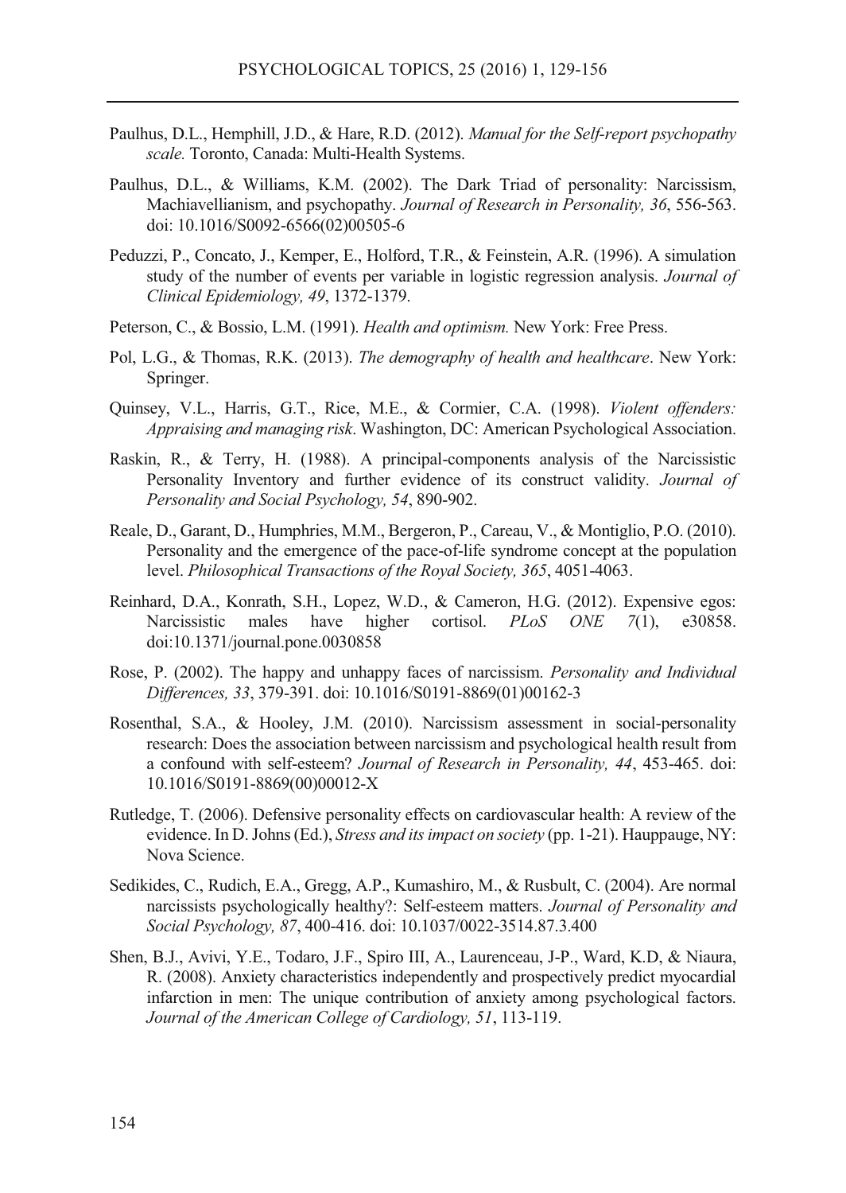Paulhus, D.L., Hemphill, J.D., & Hare, R.D. (2012). *Manual for the Self-report psychopathy scale.* Toronto, Canada: Multi-Health Systems.

Paulhus, D.L., & Williams, K.M. (2002). The Dark Triad of personality: Narcissism, Machiavellianism, and psychopathy. *Journal of Research in Personality, 36*, 556-563. doi: 10.1016/S0092-6566(02)00505-6

Peduzzi, P., Concato, J., Kemper, E., Holford, T.R., & Feinstein, A.R. (1996). A simulation study of the number of events per variable in logistic regression analysis. *Journal of Clinical Epidemiology, 49*, 1372-1379.

Peterson, C., & Bossio, L.M. (1991). *Health and optimism.* New York: Free Press.

Pol, L.G., & Thomas, R.K. (2013). *The demography of health and healthcare*. New York: Springer.

Quinsey, V.L., Harris, G.T., Rice, M.E., & Cormier, C.A. (1998). *Violent offenders: Appraising and managing risk*. Washington, DC: American Psychological Association.

Raskin, R., & Terry, H. (1988). A principal-components analysis of the Narcissistic Personality Inventory and further evidence of its construct validity. *Journal of Personality and Social Psychology, 54*, 890-902.

Reale, D., Garant, D., Humphries, M.M., Bergeron, P., Careau, V., & Montiglio, P.O. (2010). Personality and the emergence of the pace-of-life syndrome concept at the population level. *Philosophical Transactions of the Royal Society, 365*, 4051-4063.

Reinhard, D.A., Konrath, S.H., Lopez, W.D., & Cameron, H.G. (2012). Expensive egos: Narcissistic males have higher cortisol. *PLoS ONE 7*(1), e30858. doi:10.1371/journal.pone.0030858

Rose, P. (2002). The happy and unhappy faces of narcissism. *Personality and Individual Differences, 33*, 379-391. doi: 10.1016/S0191-8869(01)00162-3

Rosenthal, S.A., & Hooley, J.M. (2010). Narcissism assessment in social-personality research: Does the association between narcissism and psychological health result from a confound with self-esteem? *Journal of Research in Personality, 44*, 453-465. doi: 10.1016/S0191-8869(00)00012-X

Rutledge, T. (2006). Defensive personality effects on cardiovascular health: A review of the evidence. In D. Johns (Ed.), *Stress and its impact on society* (pp. 1-21). Hauppauge, NY: Nova Science.

Sedikides, C., Rudich, E.A., Gregg, A.P., Kumashiro, M., & Rusbult, C. (2004). Are normal narcissists psychologically healthy?: Self-esteem matters. *Journal of Personality and Social Psychology, 87*, 400-416. doi: 10.1037/0022-3514.87.3.400

Shen, B.J., Avivi, Y.E., Todaro, J.F., Spiro III, A., Laurenceau, J-P., Ward, K.D, & Niaura, R. (2008). Anxiety characteristics independently and prospectively predict myocardial infarction in men: The unique contribution of anxiety among psychological factors. *Journal of the American College of Cardiology, 51*, 113-119.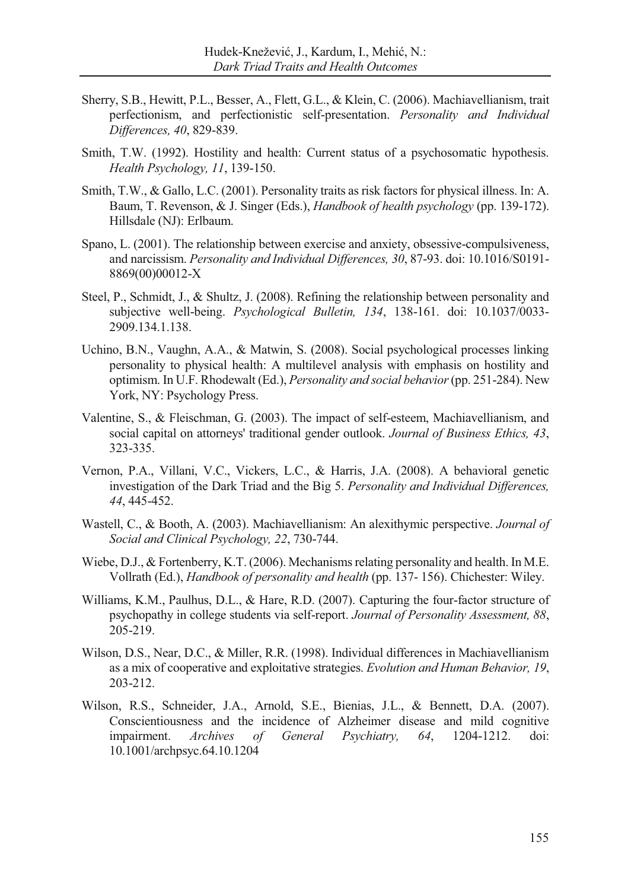Sherry, S.B., Hewitt, P.L., Besser, A., Flett, G.L., & Klein, C. (2006). Machiavellianism, trait perfectionism, and perfectionistic self-presentation. *Personality and Individual Differences, 40*, 829-839.

Smith, T.W. (1992). Hostility and health: Current status of a psychosomatic hypothesis. *Health Psychology, 11*, 139-150.

Smith, T.W., & Gallo, L.C. (2001). Personality traits as risk factors for physical illness. In: A. Baum, T. Revenson, & J. Singer (Eds.), *Handbook of health psychology* (pp. 139-172). Hillsdale (NJ): Erlbaum.

Spano, L. (2001). The relationship between exercise and anxiety, obsessive-compulsiveness, and narcissism. *Personality and Individual Differences, 30*, 87-93. doi: 10.1016/S0191-8869(00)00012-X

Steel, P., Schmidt, J., & Shultz, J. (2008). Refining the relationship between personality and subjective well-being. *Psychological Bulletin, 134*, 138-161. doi: 10.1037/0033-2909.134.1.138.

Uchino, B.N., Vaughn, A.A., & Matwin, S. (2008). Social psychological processes linking personality to physical health: A multilevel analysis with emphasis on hostility and optimism. In U.F. Rhodewalt (Ed.), *Personality and social behavior* (pp. 251-284). New York, NY: Psychology Press.

Valentine, S., & Fleischman, G. (2003). The impact of self-esteem, Machiavellianism, and social capital on attorneys' traditional gender outlook. *Journal of Business Ethics, 43*, 323-335.

Vernon, P.A., Villani, V.C., Vickers, L.C., & Harris, J.A. (2008). A behavioral genetic investigation of the Dark Triad and the Big 5. *Personality and Individual Differences, 44*, 445-452.

Wastell, C., & Booth, A. (2003). Machiavellianism: An alexithymic perspective. *Journal of Social and Clinical Psychology, 22*, 730-744.

Wiebe, D.J., & Fortenberry, K.T. (2006). Mechanisms relating personality and health. In M.E. Vollrath (Ed.), *Handbook of personality and health* (pp. 137- 156). Chichester: Wiley.

Williams, K.M., Paulhus, D.L., & Hare, R.D. (2007). Capturing the four-factor structure of psychopathy in college students via self-report. *Journal of Personality Assessment, 88*, 205-219.

Wilson, D.S., Near, D.C., & Miller, R.R. (1998). Individual differences in Machiavellianism as a mix of cooperative and exploitative strategies. *Evolution and Human Behavior, 19*, 203-212.

Wilson, R.S., Schneider, J.A., Arnold, S.E., Bienias, J.L., & Bennett, D.A. (2007). Conscientiousness and the incidence of Alzheimer disease and mild cognitive impairment. *Archives of General Psychiatry, 64*, 1204-1212. doi: 10.1001/archpsyc.64.10.1204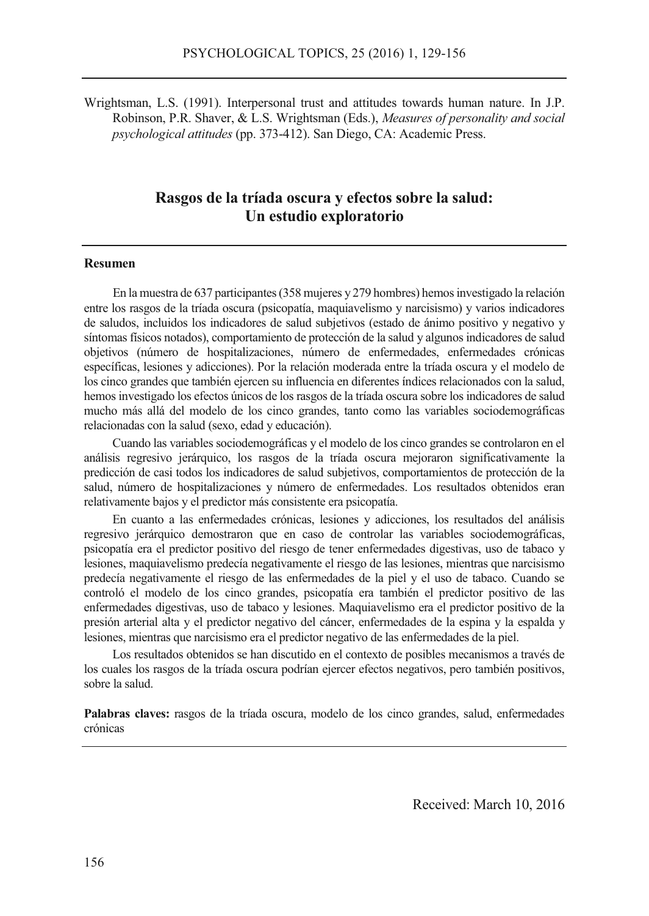Wrightsman, L.S. (1991). Interpersonal trust and attitudes towards human nature. In J.P. Robinson, P.R. Shaver, & L.S. Wrightsman (Eds.), *Measures of personality and social psychological attitudes* (pp. 373-412). San Diego, CA: Academic Press.

## Rasgos de la tríada oscura y efectos sobre la salud: Un estudio exploratorio

### Resumen

En la muestra de 637 participantes (358 mujeres y 279 hombres) hemos investigado la relación entre los rasgos de la tríada oscura (psicopatía, maquiavelismo y narcisismo) y varios indicadores de saludos, incluidos los indicadores de salud subjetivos (estado de ánimo positivo y negativo y síntomas físicos notados), comportamiento de protección de la salud y algunos indicadores de salud objetivos (número de hospitalizaciones, número de enfermedades, enfermedades crónicas específicas, lesiones y adicciones). Por la relación moderada entre la tríada oscura y el modelo de los cinco grandes que también ejercen su influencia en diferentes índices relacionados con la salud, hemos investigado los efectos únicos de los rasgos de la tríada oscura sobre los indicadores de salud mucho más allá del modelo de los cinco grandes, tanto como las variables sociodemográficas relacionadas con la salud (sexo, edad y educación).

Cuando las variables sociodemográficas y el modelo de los cinco grandes se controlaron en el análisis regresivo jerárquico, los rasgos de la tríada oscura mejoraron significativamente la predicción de casi todos los indicadores de salud subjetivos, comportamientos de protección de la salud, número de hospitalizaciones y número de enfermedades. Los resultados obtenidos eran relativamente bajos y el predictor más consistente era psicopatía.

En cuanto a las enfermedades crónicas, lesiones y adicciones, los resultados del análisis regresivo jerárquico demostraron que en caso de controlar las variables sociodemográficas, psicopatía era el predictor positivo del riesgo de tener enfermedades digestivas, uso de tabaco y lesiones, maquiavelismo predecía negativamente el riesgo de las lesiones, mientras que narcisismo predecía negativamente el riesgo de las enfermedades de la piel y el uso de tabaco. Cuando se controló el modelo de los cinco grandes, psicopatía era también el predictor positivo de las enfermedades digestivas, uso de tabaco y lesiones. Maquiavelismo era el predictor positivo de la presión arterial alta y el predictor negativo del cáncer, enfermedades de la espina y la espalda y lesiones, mientras que narcisismo era el predictor negativo de las enfermedades de la piel.

Los resultados obtenidos se han discutido en el contexto de posibles mecanismos a través de los cuales los rasgos de la tríada oscura podrían ejercer efectos negativos, pero también positivos, sobre la salud.

**Palabras claves:** rasgos de la tríada oscura, modelo de los cinco grandes, salud, enfermedades crónicas

Received: March 10, 2016